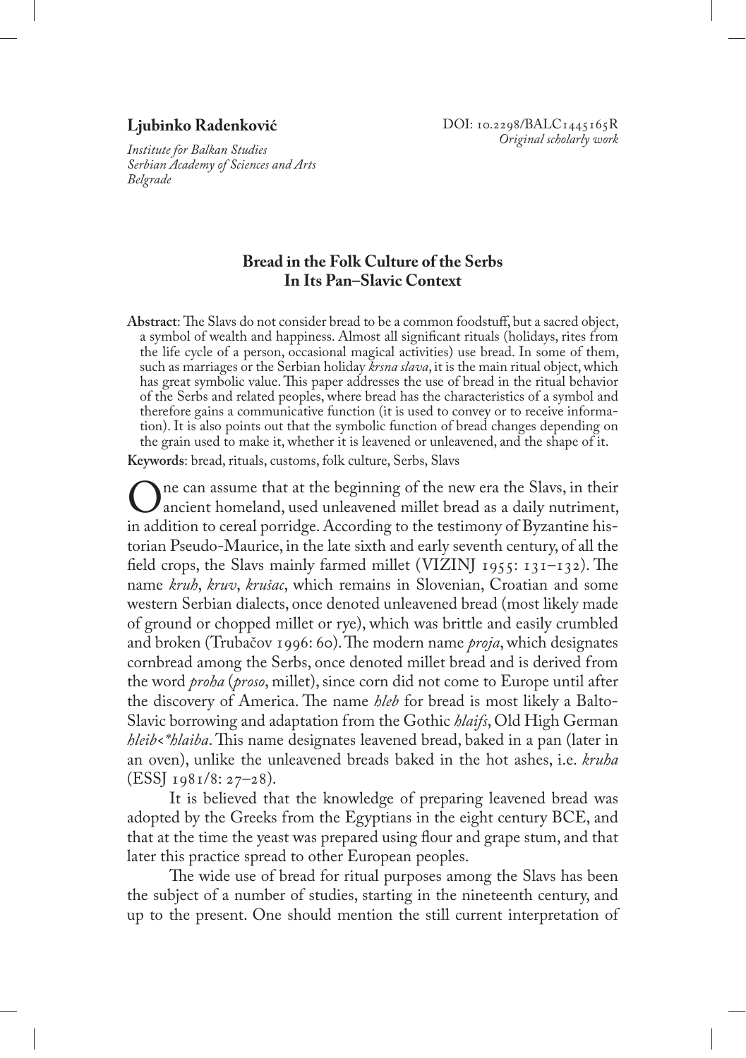**Ljubinko Radenković**

*Institute for Balkan Studies*
*Serbian Academy of Sciences and Arts*
*Belgrade*

DOI: 10.2298/BALC1445165R
*Original scholarly work*

# Bread in the Folk Culture of the Serbs In Its Pan–Slavic Context

**Abstract**: The Slavs do not consider bread to be a common foodstuff, but a sacred object, a symbol of wealth and happiness. Almost all significant rituals (holidays, rites from the life cycle of a person, occasional magical activities) use bread. In some of them, such as marriages or the Serbian holiday *krsna slava*, it is the main ritual object, which has great symbolic value. This paper addresses the use of bread in the ritual behavior of the Serbs and related peoples, where bread has the characteristics of a symbol and therefore gains a communicative function (it is used to convey or to receive information). It is also points out that the symbolic function of bread changes depending on the grain used to make it, whether it is leavened or unleavened, and the shape of it.

**Keywords**: bread, rituals, customs, folk culture, Serbs, Slavs

One can assume that at the beginning of the new era the Slavs, in their ancient homeland, used unleavened millet bread as a daily nutriment, in addition to cereal porridge. According to the testimony of Byzantine historian Pseudo-Maurice, in the late sixth and early seventh century, of all the field crops, the Slavs mainly farmed millet (VIZINJ 1955: 131–132). The name *kruh*, *kruv*, *krušac*, which remains in Slovenian, Croatian and some western Serbian dialects, once denoted unleavened bread (most likely made of ground or chopped millet or rye), which was brittle and easily crumbled and broken (Trubačov 1996: 60). The modern name *proja*, which designates cornbread among the Serbs, once denoted millet bread and is derived from the word *proha* (*proso*, millet), since corn did not come to Europe until after the discovery of America. The name *hleb* for bread is most likely a Balto-Slavic borrowing and adaptation from the Gothic *hlaifs*, Old High German *hleib<\*hlaiba*. This name designates leavened bread, baked in a pan (later in an oven), unlike the unleavened breads baked in the hot ashes, i.e. *kruha* (ESSJ 1981/8: 27–28).

It is believed that the knowledge of preparing leavened bread was adopted by the Greeks from the Egyptians in the eight century BCE, and that at the time the yeast was prepared using flour and grape stum, and that later this practice spread to other European peoples.

The wide use of bread for ritual purposes among the Slavs has been the subject of a number of studies, starting in the nineteenth century, and up to the present. One should mention the still current interpretation of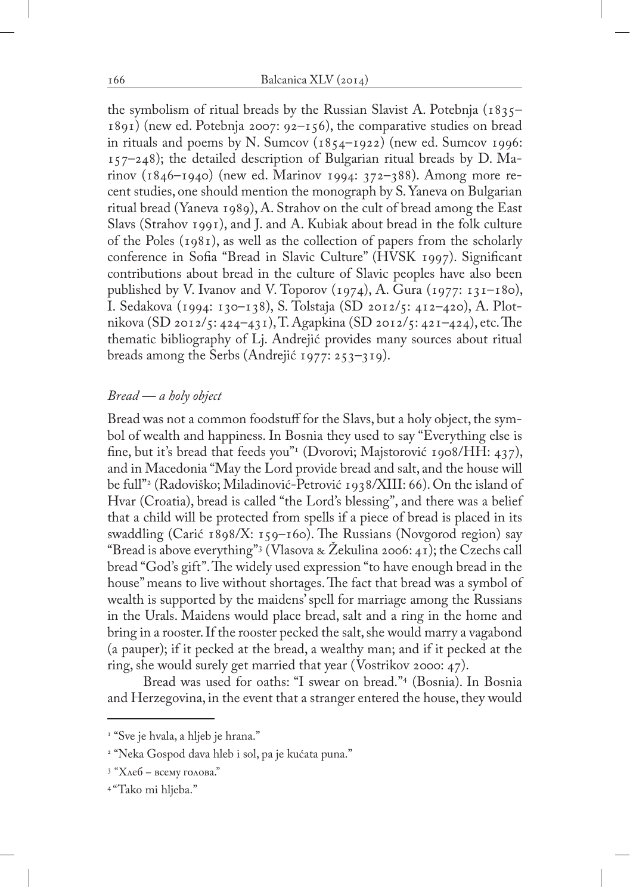the symbolism of ritual breads by the Russian Slavist A. Potebnja (1835–1891) (new ed. Potebnja 2007: 92–156), the comparative studies on bread in rituals and poems by N. Sumcov (1854–1922) (new ed. Sumcov 1996: 157–248); the detailed description of Bulgarian ritual breads by D. Marinov (1846–1940) (new ed. Marinov 1994: 372–388). Among more recent studies, one should mention the monograph by S. Yaneva on Bulgarian ritual bread (Yaneva 1989), A. Strahov on the cult of bread among the East Slavs (Strahov 1991), and J. and A. Kubiak about bread in the folk culture of the Poles (1981), as well as the collection of papers from the scholarly conference in Sofia "Bread in Slavic Culture" (HVSK 1997). Significant contributions about bread in the culture of Slavic peoples have also been published by V. Ivanov and V. Toporov (1974), A. Gura (1977: 131–180), I. Sedakova (1994: 130–138), S. Tolstaja (SD 2012/5: 412–420), A. Plotnikova (SD 2012/5: 424–431), T. Agapkina (SD 2012/5: 421–424), etc. The thematic bibliography of Lj. Andrejić provides many sources about ritual breads among the Serbs (Andrejić 1977: 253–319).

## *Bread — a holy object*

Bread was not a common foodstuff for the Slavs, but a holy object, the symbol of wealth and happiness. In Bosnia they used to say "Everything else is fine, but it's bread that feeds you"[1] (Dvorovi; Majstorović 1908/HH: 437), and in Macedonia "May the Lord provide bread and salt, and the house will be full"[2] (Radoviško; Miladinović-Petrović 1938/XIII: 66). On the island of Hvar (Croatia), bread is called "the Lord's blessing", and there was a belief that a child will be protected from spells if a piece of bread is placed in its swaddling (Carić 1898/X: 159–160). The Russians (Novgorod region) say "Bread is above everything"[3] (Vlasova & Žekulina 2006: 41); the Czechs call bread "God's gift". The widely used expression "to have enough bread in the house" means to live without shortages. The fact that bread was a symbol of wealth is supported by the maidens' spell for marriage among the Russians in the Urals. Maidens would place bread, salt and a ring in the home and bring in a rooster. If the rooster pecked the salt, she would marry a vagabond (a pauper); if it pecked at the bread, a wealthy man; and if it pecked at the ring, she would surely get married that year (Vostrikov 2000: 47).

Bread was used for oaths: "I swear on bread."[4] (Bosnia). In Bosnia and Herzegovina, in the event that a stranger entered the house, they would

---

[1] "Sve je hvala, a hljeb je hrana."

[2] "Neka Gospod dava hleb i sol, pa je kućata puna."

[3] "Хлеб – всему голова."

[4] "Tako mi hljeba."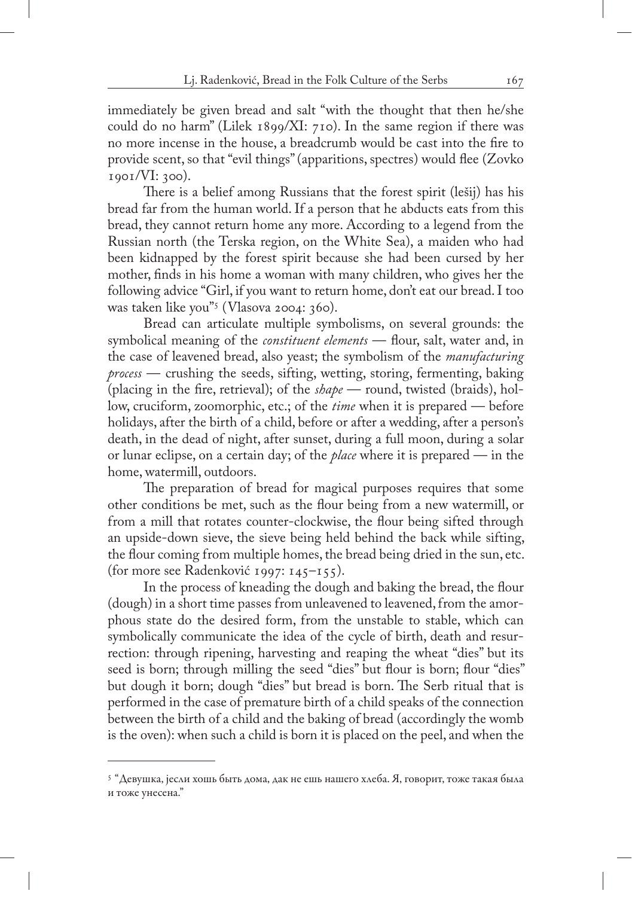immediately be given bread and salt "with the thought that then he/she could do no harm" (Lilek 1899/XI: 710). In the same region if there was no more incense in the house, a breadcrumb would be cast into the fire to provide scent, so that "evil things" (apparitions, spectres) would flee (Zovko 1901/VI: 300).

There is a belief among Russians that the forest spirit (lešij) has his bread far from the human world. If a person that he abducts eats from this bread, they cannot return home any more. According to a legend from the Russian north (the Terska region, on the White Sea), a maiden who had been kidnapped by the forest spirit because she had been cursed by her mother, finds in his home a woman with many children, who gives her the following advice "Girl, if you want to return home, don't eat our bread. I too was taken like you"[5] (Vlasova 2004: 360).

Bread can articulate multiple symbolisms, on several grounds: the symbolical meaning of the *constituent elements* — flour, salt, water and, in the case of leavened bread, also yeast; the symbolism of the *manufacturing process* — crushing the seeds, sifting, wetting, storing, fermenting, baking (placing in the fire, retrieval); of the *shape* — round, twisted (braids), hollow, cruciform, zoomorphic, etc.; of the *time* when it is prepared — before holidays, after the birth of a child, before or after a wedding, after a person's death, in the dead of night, after sunset, during a full moon, during a solar or lunar eclipse, on a certain day; of the *place* where it is prepared — in the home, watermill, outdoors.

The preparation of bread for magical purposes requires that some other conditions be met, such as the flour being from a new watermill, or from a mill that rotates counter-clockwise, the flour being sifted through an upside-down sieve, the sieve being held behind the back while sifting, the flour coming from multiple homes, the bread being dried in the sun, etc. (for more see Radenković 1997: 145–155).

In the process of kneading the dough and baking the bread, the flour (dough) in a short time passes from unleavened to leavened, from the amorphous state do the desired form, from the unstable to stable, which can symbolically communicate the idea of the cycle of birth, death and resurrection: through ripening, harvesting and reaping the wheat "dies" but its seed is born; through milling the seed "dies" but flour is born; flour "dies" but dough it born; dough "dies" but bread is born. The Serb ritual that is performed in the case of premature birth of a child speaks of the connection between the birth of a child and the baking of bread (accordingly the womb is the oven): when such a child is born it is placed on the peel, and when the

---

[5] "Девушка, јесли хошь быть дома, дак не ешь нашего хлеба. Я, говорит, тоже такая была и тоже унесена."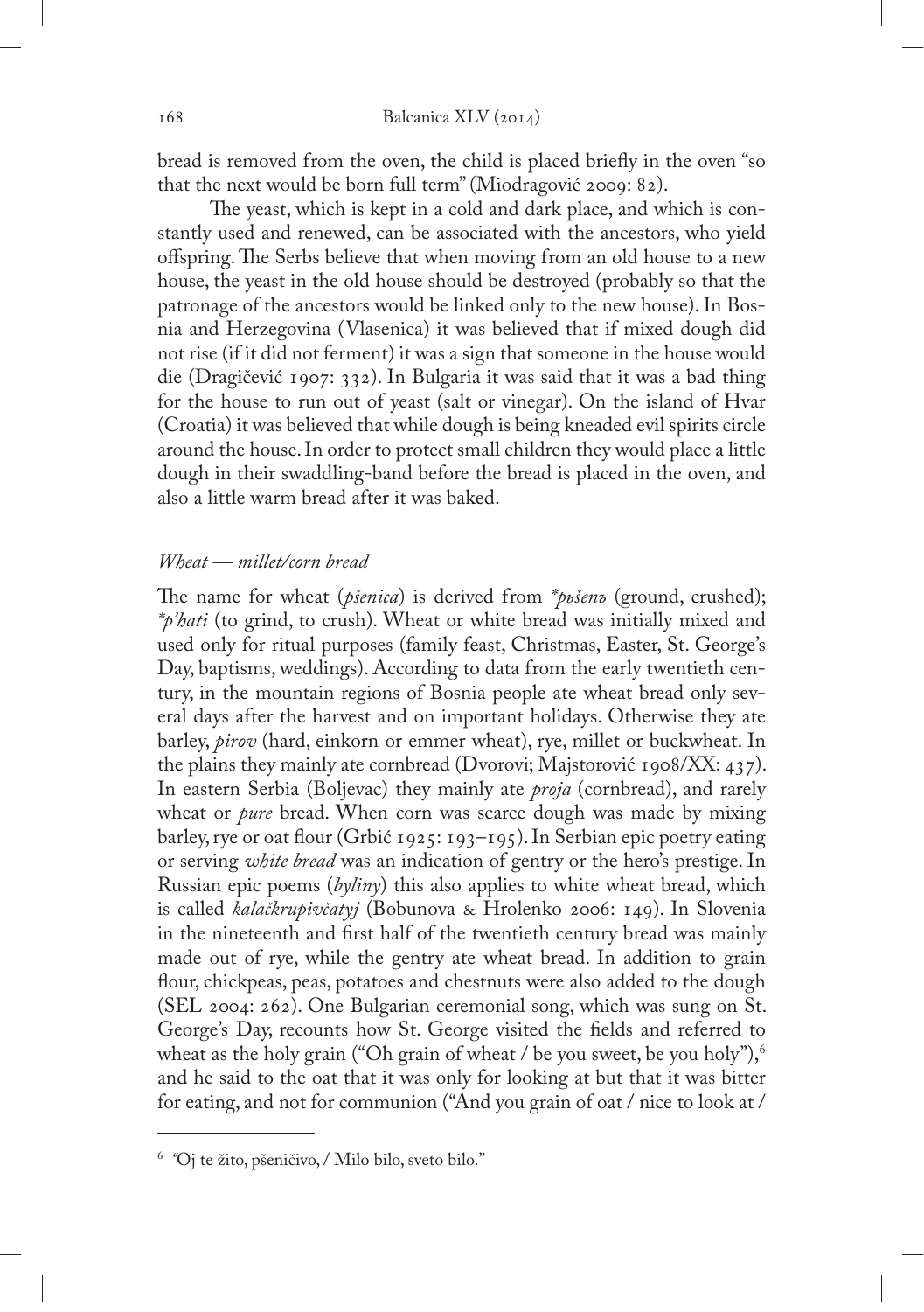bread is removed from the oven, the child is placed briefly in the oven "so that the next would be born full term" (Miodragović 2009: 82).

The yeast, which is kept in a cold and dark place, and which is constantly used and renewed, can be associated with the ancestors, who yield offspring. The Serbs believe that when moving from an old house to a new house, the yeast in the old house should be destroyed (probably so that the patronage of the ancestors would be linked only to the new house). In Bosnia and Herzegovina (Vlasenica) it was believed that if mixed dough did not rise (if it did not ferment) it was a sign that someone in the house would die (Dragičević 1907: 332). In Bulgaria it was said that it was a bad thing for the house to run out of yeast (salt or vinegar). On the island of Hvar (Croatia) it was believed that while dough is being kneaded evil spirits circle around the house. In order to protect small children they would place a little dough in their swaddling-band before the bread is placed in the oven, and also a little warm bread after it was baked.

### *Wheat — millet/corn bread*

The name for wheat (*pšenica*) is derived from *\*pьšenъ* (ground, crushed); *\*p'hati* (to grind, to crush). Wheat or white bread was initially mixed and used only for ritual purposes (family feast, Christmas, Easter, St. George's Day, baptisms, weddings). According to data from the early twentieth century, in the mountain regions of Bosnia people ate wheat bread only several days after the harvest and on important holidays. Otherwise they ate barley, *pirov* (hard, einkorn or emmer wheat), rye, millet or buckwheat. In the plains they mainly ate cornbread (Dvorovi; Majstorović 1908/XX: 437). In eastern Serbia (Boljevac) they mainly ate *proja* (cornbread), and rarely wheat or *pure* bread. When corn was scarce dough was made by mixing barley, rye or oat flour (Grbić 1925: 193–195). In Serbian epic poetry eating or serving *white bread* was an indication of gentry or the hero's prestige. In Russian epic poems (*byliny*) this also applies to white wheat bread, which is called *kalačkrupivčatyj* (Bobunova & Hrolenko 2006: 149). In Slovenia in the nineteenth and first half of the twentieth century bread was mainly made out of rye, while the gentry ate wheat bread. In addition to grain flour, chickpeas, peas, potatoes and chestnuts were also added to the dough (SEL 2004: 262). One Bulgarian ceremonial song, which was sung on St. George's Day, recounts how St. George visited the fields and referred to wheat as the holy grain ("Oh grain of wheat / be you sweet, be you holy"),[6] and he said to the oat that it was only for looking at but that it was bitter for eating, and not for communion ("And you grain of oat / nice to look at /

---

[6] "Oj te žito, pšeničivo, / Milo bilo, sveto bilo."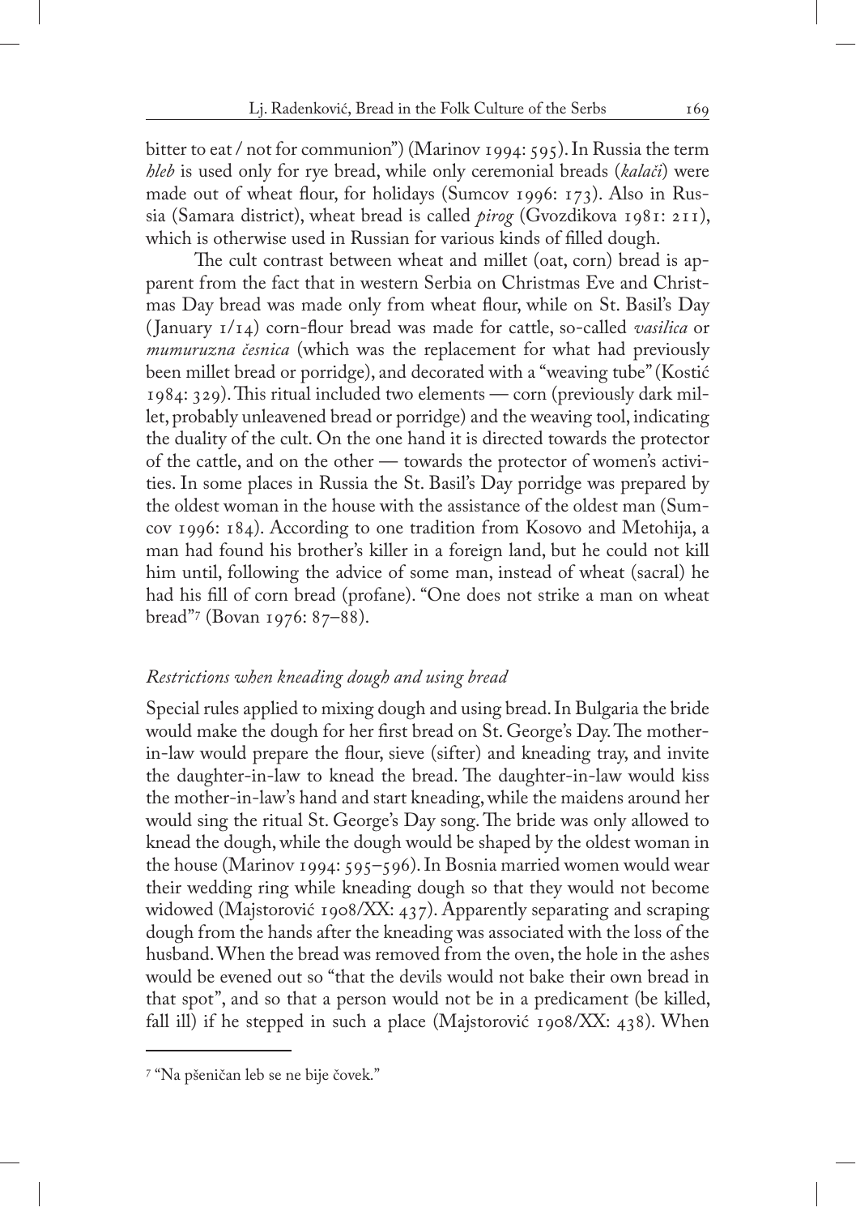bitter to eat / not for communion") (Marinov 1994: 595). In Russia the term *hleb* is used only for rye bread, while only ceremonial breads (*kalači*) were made out of wheat flour, for holidays (Sumcov 1996: 173). Also in Russia (Samara district), wheat bread is called *pirog* (Gvozdikova 1981: 211), which is otherwise used in Russian for various kinds of filled dough.

The cult contrast between wheat and millet (oat, corn) bread is apparent from the fact that in western Serbia on Christmas Eve and Christmas Day bread was made only from wheat flour, while on St. Basil's Day (January 1/14) corn-flour bread was made for cattle, so-called *vasilica* or *mumuruzna česnica* (which was the replacement for what had previously been millet bread or porridge), and decorated with a "weaving tube" (Kostić 1984: 329). This ritual included two elements — corn (previously dark millet, probably unleavened bread or porridge) and the weaving tool, indicating the duality of the cult. On the one hand it is directed towards the protector of the cattle, and on the other — towards the protector of women's activities. In some places in Russia the St. Basil's Day porridge was prepared by the oldest woman in the house with the assistance of the oldest man (Sumcov 1996: 184). According to one tradition from Kosovo and Metohija, a man had found his brother's killer in a foreign land, but he could not kill him until, following the advice of some man, instead of wheat (sacral) he had his fill of corn bread (profane). "One does not strike a man on wheat bread"[7] (Bovan 1976: 87–88).

### *Restrictions when kneading dough and using bread*

Special rules applied to mixing dough and using bread. In Bulgaria the bride would make the dough for her first bread on St. George's Day. The mother-in-law would prepare the flour, sieve (sifter) and kneading tray, and invite the daughter-in-law to knead the bread. The daughter-in-law would kiss the mother-in-law's hand and start kneading, while the maidens around her would sing the ritual St. George's Day song. The bride was only allowed to knead the dough, while the dough would be shaped by the oldest woman in the house (Marinov 1994: 595–596). In Bosnia married women would wear their wedding ring while kneading dough so that they would not become widowed (Majstorović 1908/XX: 437). Apparently separating and scraping dough from the hands after the kneading was associated with the loss of the husband. When the bread was removed from the oven, the hole in the ashes would be evened out so "that the devils would not bake their own bread in that spot", and so that a person would not be in a predicament (be killed, fall ill) if he stepped in such a place (Majstorović 1908/XX: 438). When

[7] "Na pšeničan leb se ne bije čovek."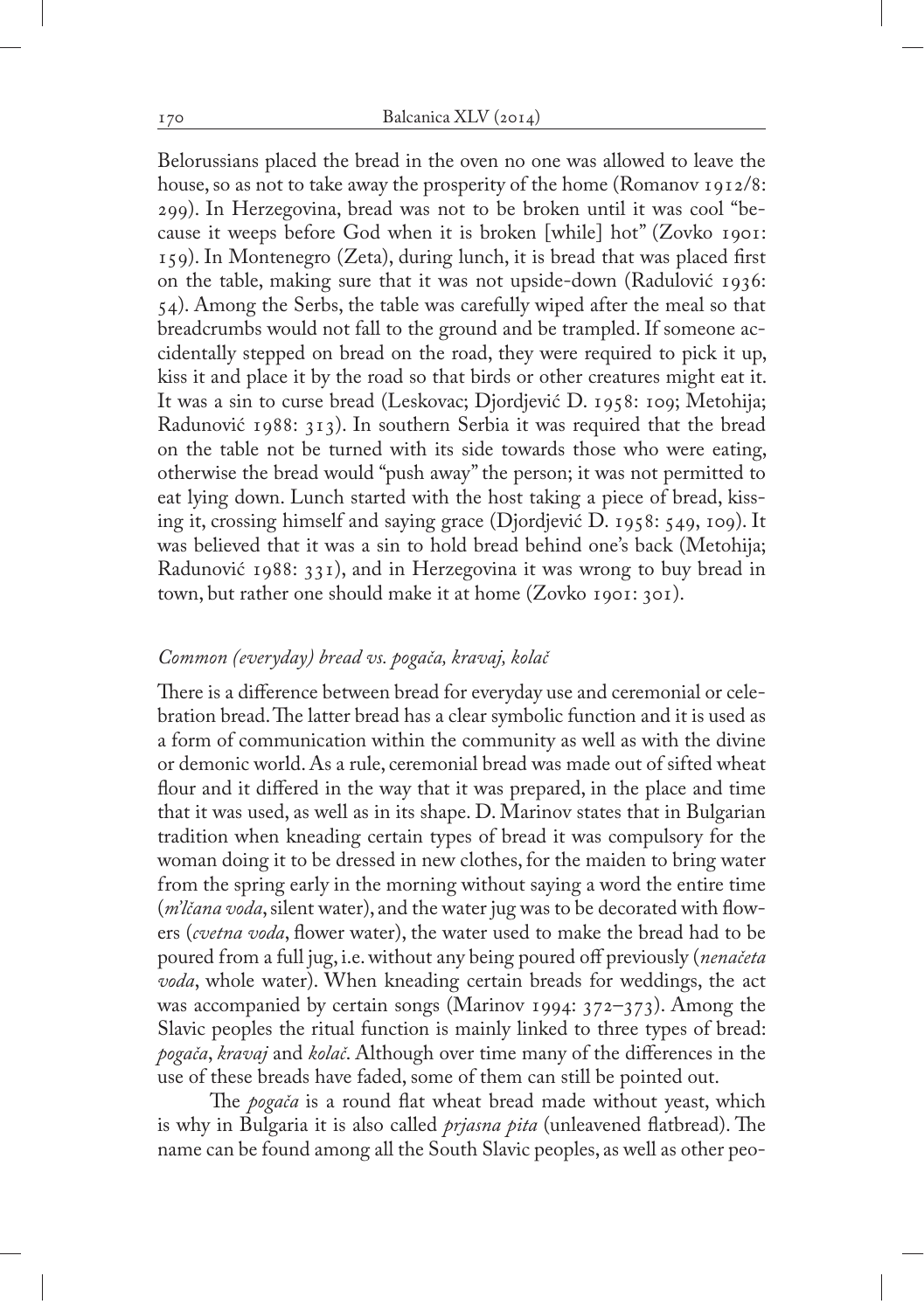Belorussians placed the bread in the oven no one was allowed to leave the house, so as not to take away the prosperity of the home (Romanov 1912/8: 299). In Herzegovina, bread was not to be broken until it was cool "because it weeps before God when it is broken [while] hot" (Zovko 1901: 159). In Montenegro (Zeta), during lunch, it is bread that was placed first on the table, making sure that it was not upside-down (Radulović 1936: 54). Among the Serbs, the table was carefully wiped after the meal so that breadcrumbs would not fall to the ground and be trampled. If someone accidentally stepped on bread on the road, they were required to pick it up, kiss it and place it by the road so that birds or other creatures might eat it. It was a sin to curse bread (Leskovac; Djordjević D. 1958: 109; Metohija; Radunović 1988: 313). In southern Serbia it was required that the bread on the table not be turned with its side towards those who were eating, otherwise the bread would "push away" the person; it was not permitted to eat lying down. Lunch started with the host taking a piece of bread, kissing it, crossing himself and saying grace (Djordjević D. 1958: 549, 109). It was believed that it was a sin to hold bread behind one's back (Metohija; Radunović 1988: 331), and in Herzegovina it was wrong to buy bread in town, but rather one should make it at home (Zovko 1901: 301).

### *Common (everyday) bread vs. pogača, kravaj, kolač*

There is a difference between bread for everyday use and ceremonial or celebration bread. The latter bread has a clear symbolic function and it is used as a form of communication within the community as well as with the divine or demonic world. As a rule, ceremonial bread was made out of sifted wheat flour and it differed in the way that it was prepared, in the place and time that it was used, as well as in its shape. D. Marinov states that in Bulgarian tradition when kneading certain types of bread it was compulsory for the woman doing it to be dressed in new clothes, for the maiden to bring water from the spring early in the morning without saying a word the entire time (*m'lčana voda*, silent water), and the water jug was to be decorated with flowers (*cvetna voda*, flower water), the water used to make the bread had to be poured from a full jug, i.e. without any being poured off previously (*nenačeta voda*, whole water). When kneading certain breads for weddings, the act was accompanied by certain songs (Marinov 1994: 372–373). Among the Slavic peoples the ritual function is mainly linked to three types of bread: *pogača*, *kravaj* and *kolač*. Although over time many of the differences in the use of these breads have faded, some of them can still be pointed out.

The *pogača* is a round flat wheat bread made without yeast, which is why in Bulgaria it is also called *prjasna pita* (unleavened flatbread). The name can be found among all the South Slavic peoples, as well as other peo-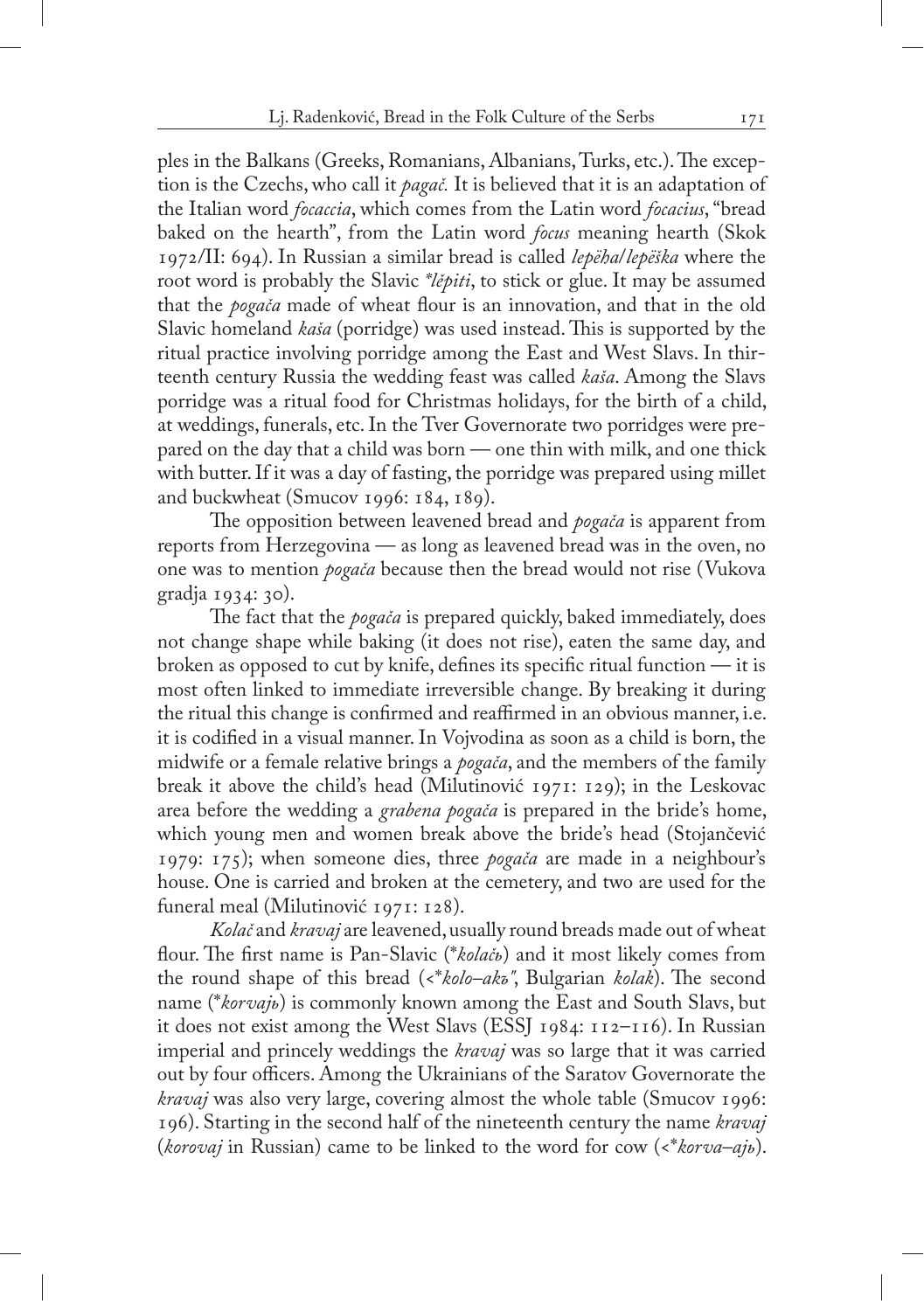ples in the Balkans (Greeks, Romanians, Albanians, Turks, etc.). The exception is the Czechs, who call it *pagač.* It is believed that it is an adaptation of the Italian word *focaccia*, which comes from the Latin word *focacius*, "bread baked on the hearth", from the Latin word *focus* meaning hearth (Skok 1972/II: 694). In Russian a similar bread is called *lepëha*/*lepëška* where the root word is probably the Slavic *\*lěpiti*, to stick or glue. It may be assumed that the *pogača* made of wheat flour is an innovation, and that in the old Slavic homeland *kaša* (porridge) was used instead. This is supported by the ritual practice involving porridge among the East and West Slavs. In thirteenth century Russia the wedding feast was called *kaša*. Among the Slavs porridge was a ritual food for Christmas holidays, for the birth of a child, at weddings, funerals, etc. In the Tver Governorate two porridges were prepared on the day that a child was born — one thin with milk, and one thick with butter. If it was a day of fasting, the porridge was prepared using millet and buckwheat (Smucov 1996: 184, 189).

The opposition between leavened bread and *pogača* is apparent from reports from Herzegovina — as long as leavened bread was in the oven, no one was to mention *pogača* because then the bread would not rise (Vukova gradja 1934: 30).

The fact that the *pogača* is prepared quickly, baked immediately, does not change shape while baking (it does not rise), eaten the same day, and broken as opposed to cut by knife, defines its specific ritual function — it is most often linked to immediate irreversible change. By breaking it during the ritual this change is confirmed and reaffirmed in an obvious manner, i.e. it is codified in a visual manner. In Vojvodina as soon as a child is born, the midwife or a female relative brings a *pogača*, and the members of the family break it above the child's head (Milutinović 1971: 129); in the Leskovac area before the wedding a *grabena pogača* is prepared in the bride's home, which young men and women break above the bride's head (Stojančević 1979: 175); when someone dies, three *pogača* are made in a neighbour's house. One is carried and broken at the cemetery, and two are used for the funeral meal (Milutinović 1971: 128).

*Kolač* and *kravaj* are leavened, usually round breads made out of wheat flour. The first name is Pan-Slavic (*\*kolačь*) and it most likely comes from the round shape of this bread (<*\*kolo–akъ"*, Bulgarian *kolak*). The second name (*\*korvajь*) is commonly known among the East and South Slavs, but it does not exist among the West Slavs (ESSJ 1984: 112–116). In Russian imperial and princely weddings the *kravaj* was so large that it was carried out by four officers. Among the Ukrainians of the Saratov Governorate the *kravaj* was also very large, covering almost the whole table (Smucov 1996: 196). Starting in the second half of the nineteenth century the name *kravaj* (*korovaj* in Russian) came to be linked to the word for cow (<*\*korva–ajь*).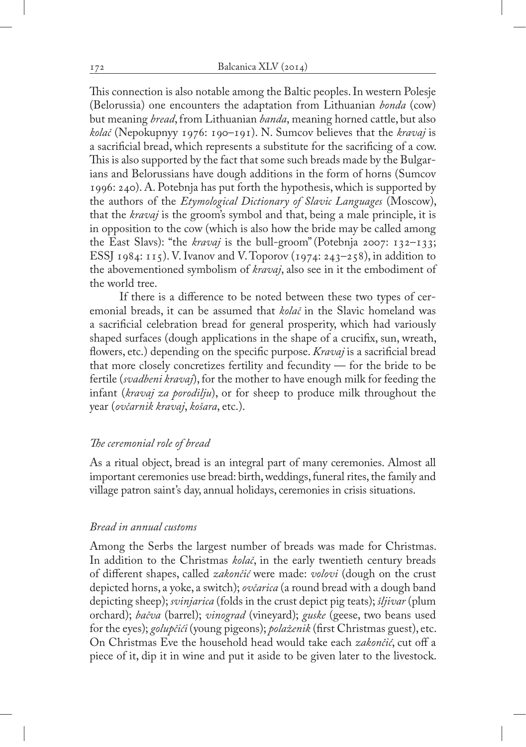This connection is also notable among the Baltic peoples. In western Polesje (Belorussia) one encounters the adaptation from Lithuanian *bonda* (cow) but meaning *bread*, from Lithuanian *banda*, meaning horned cattle, but also *kolač* (Nepokupnyy 1976: 190–191). N. Sumcov believes that the *kravaj* is a sacrificial bread, which represents a substitute for the sacrificing of a cow. This is also supported by the fact that some such breads made by the Bulgarians and Belorussians have dough additions in the form of horns (Sumcov 1996: 240). A. Potebnja has put forth the hypothesis, which is supported by the authors of the *Etymological Dictionary of Slavic Languages* (Moscow), that the *kravaj* is the groom's symbol and that, being a male principle, it is in opposition to the cow (which is also how the bride may be called among the East Slavs): "the *kravaj* is the bull-groom" (Potebnja 2007: 132–133; ESSJ 1984: 115). V. Ivanov and V. Toporov (1974: 243–258), in addition to the abovementioned symbolism of *kravaj*, also see in it the embodiment of the world tree.

If there is a difference to be noted between these two types of ceremonial breads, it can be assumed that *kolač* in the Slavic homeland was a sacrificial celebration bread for general prosperity, which had variously shaped surfaces (dough applications in the shape of a crucifix, sun, wreath, flowers, etc.) depending on the specific purpose. *Kravaj* is a sacrificial bread that more closely concretizes fertility and fecundity — for the bride to be fertile (*svadbeni kravaj*), for the mother to have enough milk for feeding the infant (*kravaj za porodilju*), or for sheep to produce milk throughout the year (*ovčarnik kravaj*, *košara*, etc.).

### *The ceremonial role of bread*

As a ritual object, bread is an integral part of many ceremonies. Almost all important ceremonies use bread: birth, weddings, funeral rites, the family and village patron saint's day, annual holidays, ceremonies in crisis situations.

### *Bread in annual customs*

Among the Serbs the largest number of breads was made for Christmas. In addition to the Christmas *kolač*, in the early twentieth century breads of different shapes, called *zakončić* were made: *volovi* (dough on the crust depicted horns, a yoke, a switch); *ovčarica* (a round bread with a dough band depicting sheep); *svinjarica* (folds in the crust depict pig teats); *šljivar* (plum orchard); *bačva* (barrel); *vinograd* (vineyard); *guske* (geese, two beans used for the eyes); *golupčići* (young pigeons); *polaženik* (first Christmas guest), etc. On Christmas Eve the household head would take each *zakončić*, cut off a piece of it, dip it in wine and put it aside to be given later to the livestock.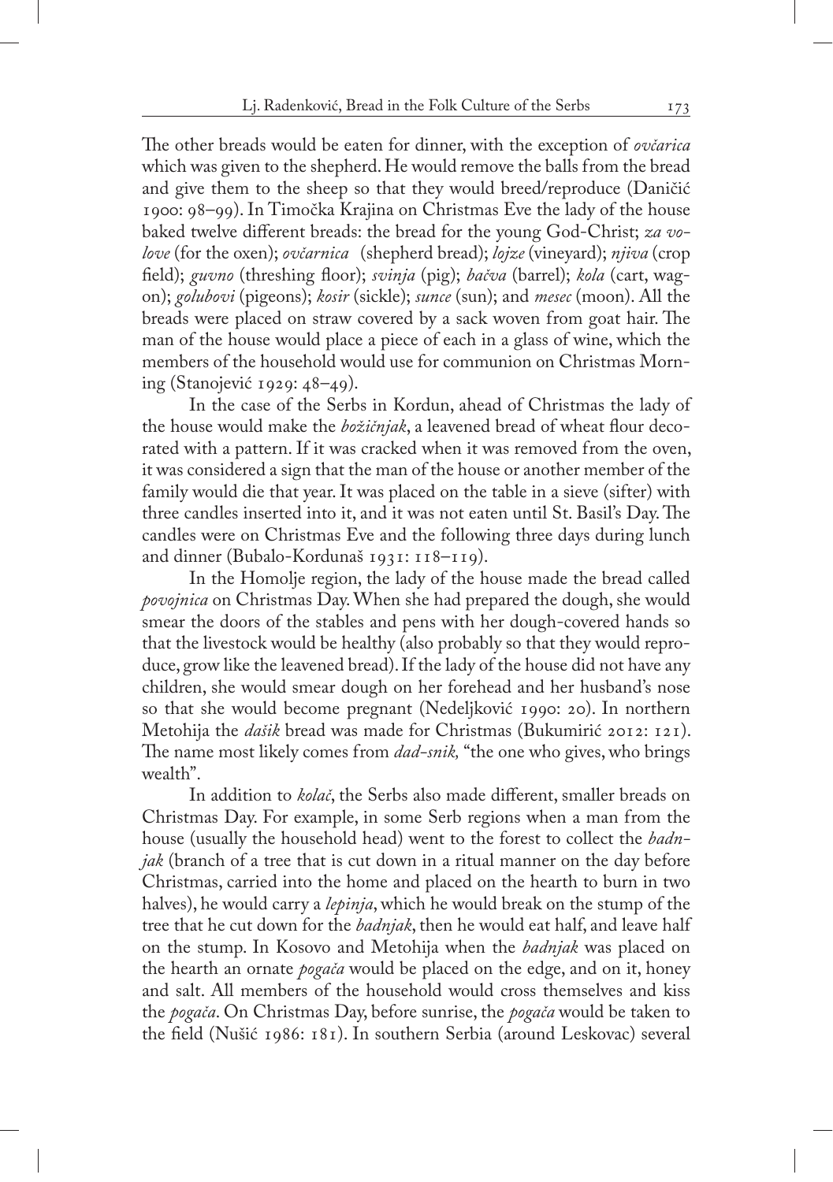The other breads would be eaten for dinner, with the exception of *ovčarica* which was given to the shepherd. He would remove the balls from the bread and give them to the sheep so that they would breed/reproduce (Daničić 1900: 98–99). In Timočka Krajina on Christmas Eve the lady of the house baked twelve different breads: the bread for the young God-Christ; *za volove* (for the oxen); *ovčarnica* (shepherd bread); *lojze* (vineyard); *njiva* (crop field); *guvno* (threshing floor); *svinja* (pig); *bačva* (barrel); *kola* (cart, wagon); *golubovi* (pigeons); *kosir* (sickle); *sunce* (sun); and *mesec* (moon). All the breads were placed on straw covered by a sack woven from goat hair. The man of the house would place a piece of each in a glass of wine, which the members of the household would use for communion on Christmas Morning (Stanojević 1929: 48–49).

In the case of the Serbs in Kordun, ahead of Christmas the lady of the house would make the *božičnjak*, a leavened bread of wheat flour decorated with a pattern. If it was cracked when it was removed from the oven, it was considered a sign that the man of the house or another member of the family would die that year. It was placed on the table in a sieve (sifter) with three candles inserted into it, and it was not eaten until St. Basil's Day. The candles were on Christmas Eve and the following three days during lunch and dinner (Bubalo-Kordunaš 1931: 118–119).

In the Homolje region, the lady of the house made the bread called *povojnica* on Christmas Day. When she had prepared the dough, she would smear the doors of the stables and pens with her dough-covered hands so that the livestock would be healthy (also probably so that they would reproduce, grow like the leavened bread). If the lady of the house did not have any children, she would smear dough on her forehead and her husband's nose so that she would become pregnant (Nedeljković 1990: 20). In northern Metohija the *dašik* bread was made for Christmas (Bukumirić 2012: 121). The name most likely comes from *dad-snik,* "the one who gives, who brings wealth".

In addition to *kolač*, the Serbs also made different, smaller breads on Christmas Day. For example, in some Serb regions when a man from the house (usually the household head) went to the forest to collect the *badnjak* (branch of a tree that is cut down in a ritual manner on the day before Christmas, carried into the home and placed on the hearth to burn in two halves), he would carry a *lepinja*, which he would break on the stump of the tree that he cut down for the *badnjak*, then he would eat half, and leave half on the stump. In Kosovo and Metohija when the *badnjak* was placed on the hearth an ornate *pogača* would be placed on the edge, and on it, honey and salt. All members of the household would cross themselves and kiss the *pogača*. On Christmas Day, before sunrise, the *pogača* would be taken to the field (Nušić 1986: 181). In southern Serbia (around Leskovac) several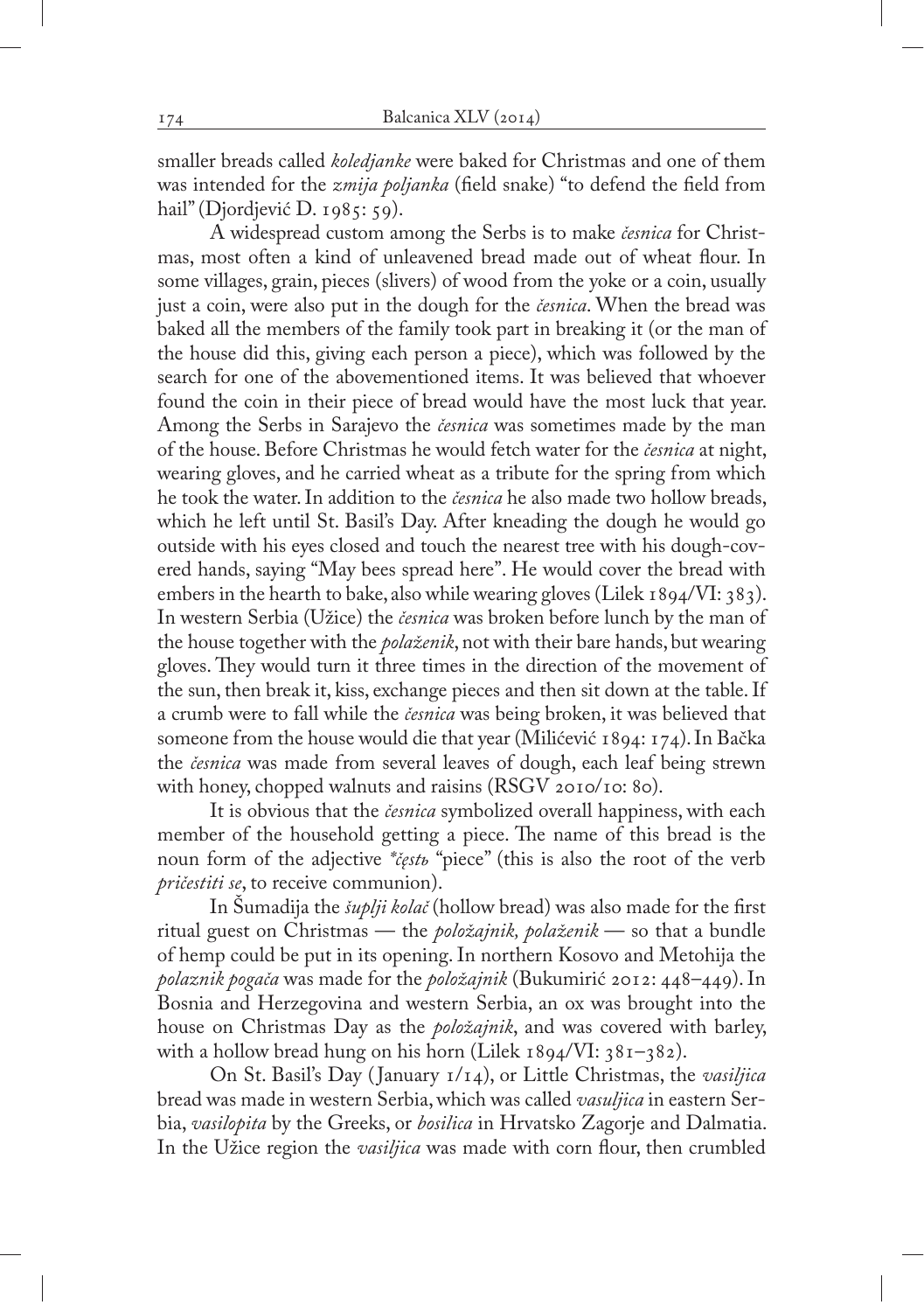smaller breads called *koledjanke* were baked for Christmas and one of them was intended for the *zmija poljanka* (field snake) "to defend the field from hail" (Djordjević D. 1985: 59).

A widespread custom among the Serbs is to make *česnica* for Christmas, most often a kind of unleavened bread made out of wheat flour. In some villages, grain, pieces (slivers) of wood from the yoke or a coin, usually just a coin, were also put in the dough for the *česnica*. When the bread was baked all the members of the family took part in breaking it (or the man of the house did this, giving each person a piece), which was followed by the search for one of the abovementioned items. It was believed that whoever found the coin in their piece of bread would have the most luck that year. Among the Serbs in Sarajevo the *česnica* was sometimes made by the man of the house. Before Christmas he would fetch water for the *česnica* at night, wearing gloves, and he carried wheat as a tribute for the spring from which he took the water. In addition to the *česnica* he also made two hollow breads, which he left until St. Basil's Day. After kneading the dough he would go outside with his eyes closed and touch the nearest tree with his dough-covered hands, saying "May bees spread here". He would cover the bread with embers in the hearth to bake, also while wearing gloves (Lilek 1894/VI: 383). In western Serbia (Užice) the *česnica* was broken before lunch by the man of the house together with the *polaženik*, not with their bare hands, but wearing gloves. They would turn it three times in the direction of the movement of the sun, then break it, kiss, exchange pieces and then sit down at the table. If a crumb were to fall while the *česnica* was being broken, it was believed that someone from the house would die that year (Milićević 1894: 174). In Bačka the *česnica* was made from several leaves of dough, each leaf being strewn with honey, chopped walnuts and raisins (RSGV 2010/10: 80).

It is obvious that the *česnica* symbolized overall happiness, with each member of the household getting a piece. The name of this bread is the noun form of the adjective *\*ęstь* "piece" (this is also the root of the verb *pričestiti se*, to receive communion).

In Šumadija the *šuplji kolač* (hollow bread) was also made for the first ritual guest on Christmas — the *položajnik, polaženik* — so that a bundle of hemp could be put in its opening. In northern Kosovo and Metohija the *polaznik pogača* was made for the *položajnik* (Bukumirić 2012: 448–449). In Bosnia and Herzegovina and western Serbia, an ox was brought into the house on Christmas Day as the *položajnik*, and was covered with barley, with a hollow bread hung on his horn (Lilek 1894/VI: 381–382).

On St. Basil's Day (January 1/14), or Little Christmas, the *vasiljica* bread was made in western Serbia, which was called *vasuljica* in eastern Serbia, *vasilopita* by the Greeks, or *bosilica* in Hrvatsko Zagorje and Dalmatia. In the Užice region the *vasiljica* was made with corn flour, then crumbled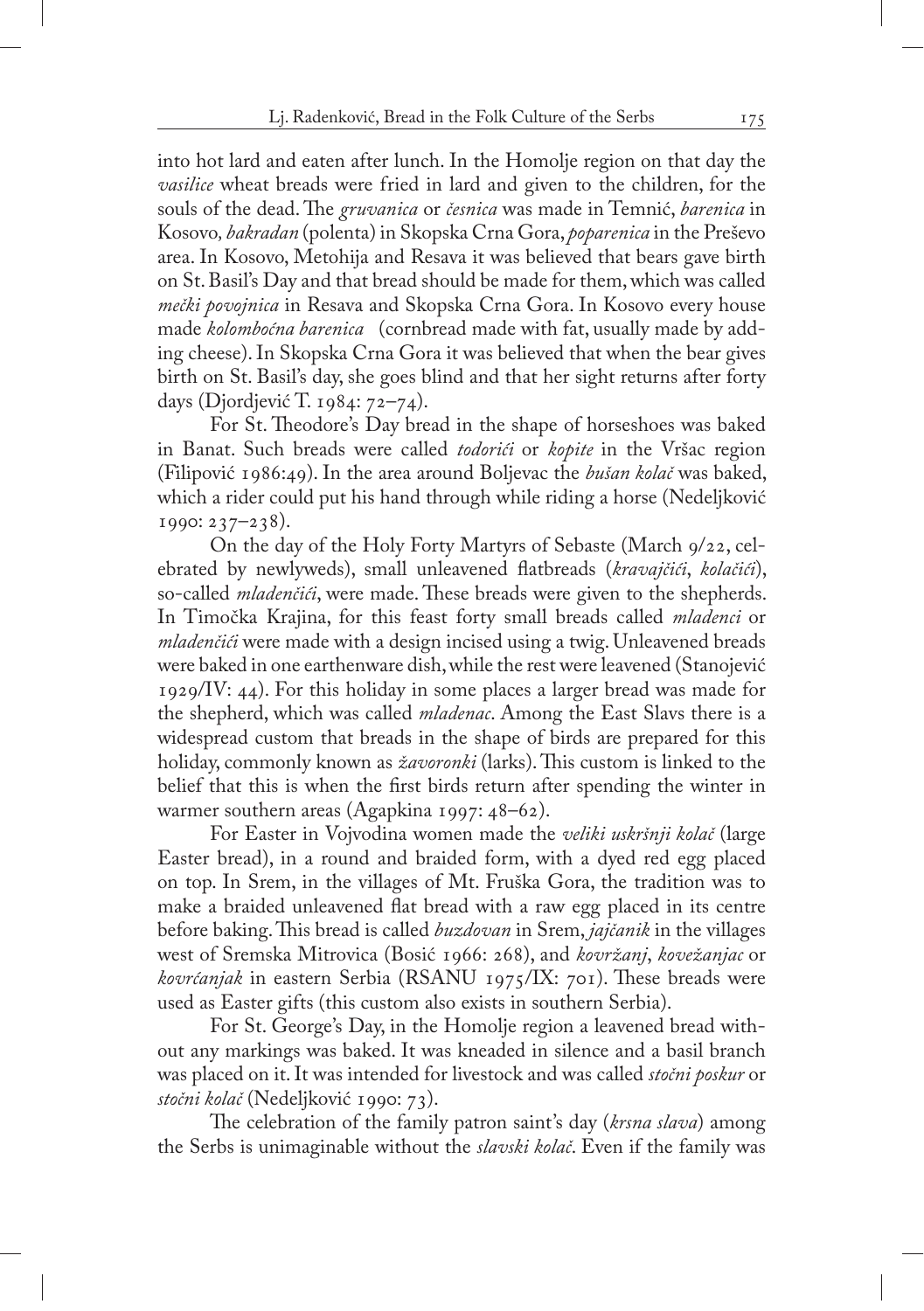into hot lard and eaten after lunch. In the Homolje region on that day the *vasilice* wheat breads were fried in lard and given to the children, for the souls of the dead. The *gruvanica* or *česnica* was made in Temnić, *barenica* in Kosovo*, bakradan* (polenta) in Skopska Crna Gora, *poparenica* in the Preševo area. In Kosovo, Metohija and Resava it was believed that bears gave birth on St. Basil's Day and that bread should be made for them, which was called *mečki povojnica* in Resava and Skopska Crna Gora. In Kosovo every house made *kolombоćna barenica* (cornbread made with fat, usually made by adding cheese). In Skopska Crna Gora it was believed that when the bear gives birth on St. Basil's day, she goes blind and that her sight returns after forty days (Djordjević T. 1984: 72–74).

For St. Theodore's Day bread in the shape of horseshoes was baked in Banat. Such breads were called *todorići* or *kopite* in the Vršac region (Filipović 1986:49). In the area around Boljevac the *bušan kolač* was baked, which a rider could put his hand through while riding a horse (Nedeljković 1990: 237–238).

On the day of the Holy Forty Martyrs of Sebaste (March 9/22, celebrated by newlyweds), small unleavened flatbreads (*kravajčići*, *kolačići*), so-called *mladenčići*, were made. These breads were given to the shepherds. In Timočka Krajina, for this feast forty small breads called *mladenci* or *mladenčići* were made with a design incised using a twig. Unleavened breads were baked in one earthenware dish, while the rest were leavened (Stanojević 1929/IV: 44). For this holiday in some places a larger bread was made for the shepherd, which was called *mladenac*. Among the East Slavs there is a widespread custom that breads in the shape of birds are prepared for this holiday, commonly known as *žavoronki* (larks). This custom is linked to the belief that this is when the first birds return after spending the winter in warmer southern areas (Agapkina 1997: 48–62).

For Easter in Vojvodina women made the *veliki uskršnji kolač* (large Easter bread), in a round and braided form, with a dyed red egg placed on top. In Srem, in the villages of Mt. Fruška Gora, the tradition was to make a braided unleavened flat bread with a raw egg placed in its centre before baking. This bread is called *buzdovan* in Srem, *jajčanik* in the villages west of Sremska Mitrovica (Bosić 1966: 268), and *kovržanj*, *kovežanjac* or *kovrćanjak* in eastern Serbia (RSANU 1975/IX: 701). These breads were used as Easter gifts (this custom also exists in southern Serbia).

For St. George's Day, in the Homolje region a leavened bread without any markings was baked. It was kneaded in silence and a basil branch was placed on it. It was intended for livestock and was called *stočni poskur* or *stočni kolač* (Nedeljković 1990: 73).

The celebration of the family patron saint's day (*krsna slava*) among the Serbs is unimaginable without the *slavski kolač*. Even if the family was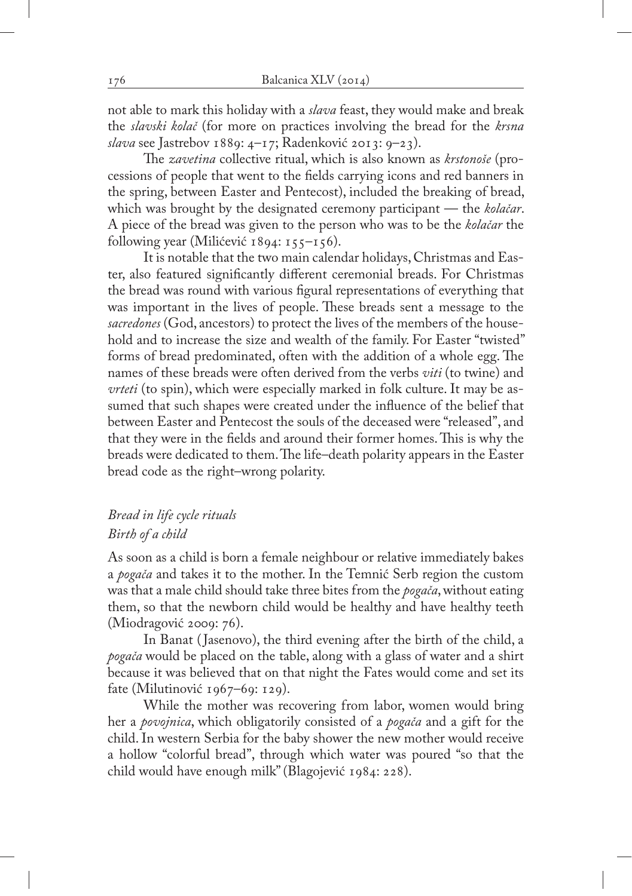not able to mark this holiday with a *slava* feast, they would make and break the *slavski kolač* (for more on practices involving the bread for the *krsna slava* see Jastrebov 1889: 4–17; Radenković 2013: 9–23).

The *zavetina* collective ritual, which is also known as *krstonoše* (processions of people that went to the fields carrying icons and red banners in the spring, between Easter and Pentecost), included the breaking of bread, which was brought by the designated ceremony participant — the *kolačar*. A piece of the bread was given to the person who was to be the *kolačar* the following year (Milićević 1894: 155–156).

It is notable that the two main calendar holidays, Christmas and Easter, also featured significantly different ceremonial breads. For Christmas the bread was round with various figural representations of everything that was important in the lives of people. These breads sent a message to the *sacredones* (God, ancestors) to protect the lives of the members of the household and to increase the size and wealth of the family. For Easter "twisted" forms of bread predominated, often with the addition of a whole egg. The names of these breads were often derived from the verbs *viti* (to twine) and *vrteti* (to spin), which were especially marked in folk culture. It may be assumed that such shapes were created under the influence of the belief that between Easter and Pentecost the souls of the deceased were "released", and that they were in the fields and around their former homes. This is why the breads were dedicated to them. The life–death polarity appears in the Easter bread code as the right–wrong polarity.

### *Bread in life cycle rituals*

#### *Birth of a child*

As soon as a child is born a female neighbour or relative immediately bakes a *pogača* and takes it to the mother. In the Temnić Serb region the custom was that a male child should take three bites from the *pogača*, without eating them, so that the newborn child would be healthy and have healthy teeth (Miodragović 2009: 76).

In Banat (Jasenovo), the third evening after the birth of the child, a *pogača* would be placed on the table, along with a glass of water and a shirt because it was believed that on that night the Fates would come and set its fate (Milutinović 1967–69: 129).

While the mother was recovering from labor, women would bring her a *povojnica*, which obligatorily consisted of a *pogača* and a gift for the child. In western Serbia for the baby shower the new mother would receive a hollow "colorful bread", through which water was poured "so that the child would have enough milk" (Blagojević 1984: 228).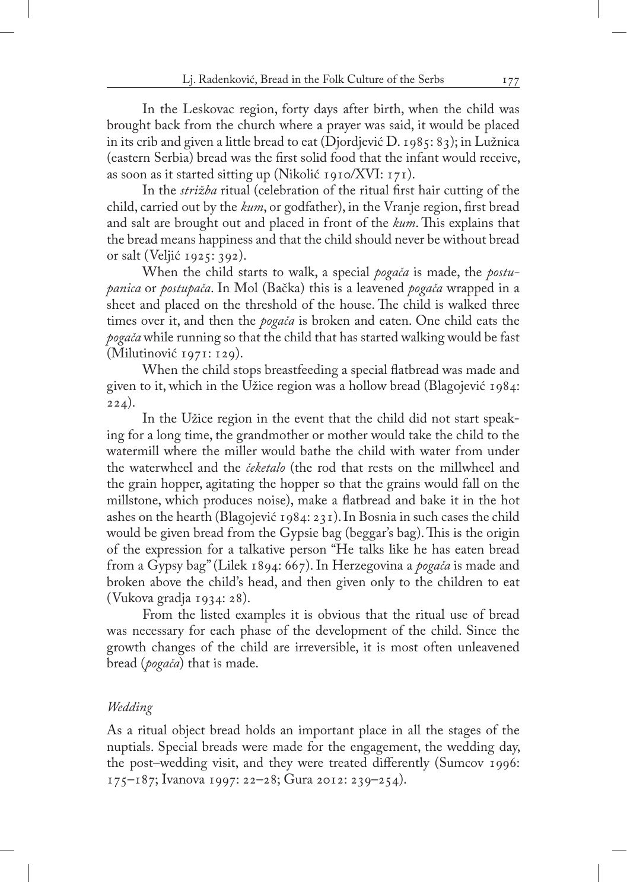In the Leskovac region, forty days after birth, when the child was brought back from the church where a prayer was said, it would be placed in its crib and given a little bread to eat (Djordjević D. 1985: 83); in Lužnica (eastern Serbia) bread was the first solid food that the infant would receive, as soon as it started sitting up (Nikolić 1910/XVI: 171).

In the *strižba* ritual (celebration of the ritual first hair cutting of the child, carried out by the *kum*, or godfather), in the Vranje region, first bread and salt are brought out and placed in front of the *kum*. This explains that the bread means happiness and that the child should never be without bread or salt (Veljić 1925: 392).

When the child starts to walk, a special *pogača* is made, the *postupanica* or *postupača*. In Mol (Bačka) this is a leavened *pogača* wrapped in a sheet and placed on the threshold of the house. The child is walked three times over it, and then the *pogača* is broken and eaten. One child eats the *pogača* while running so that the child that has started walking would be fast (Milutinović 1971: 129).

When the child stops breastfeeding a special flatbread was made and given to it, which in the Užice region was a hollow bread (Blagojević 1984: 224).

In the Užice region in the event that the child did not start speaking for a long time, the grandmother or mother would take the child to the watermill where the miller would bathe the child with water from under the waterwheel and the *čeketalo* (the rod that rests on the millwheel and the grain hopper, agitating the hopper so that the grains would fall on the millstone, which produces noise), make a flatbread and bake it in the hot ashes on the hearth (Blagojević 1984: 231). In Bosnia in such cases the child would be given bread from the Gypsie bag (beggar's bag). This is the origin of the expression for a talkative person "He talks like he has eaten bread from a Gypsy bag" (Lilek 1894: 667). In Herzegovina a *pogača* is made and broken above the child's head, and then given only to the children to eat (Vukova gradja 1934: 28).

From the listed examples it is obvious that the ritual use of bread was necessary for each phase of the development of the child. Since the growth changes of the child are irreversible, it is most often unleavened bread (*pogača*) that is made.

### *Wedding*

As a ritual object bread holds an important place in all the stages of the nuptials. Special breads were made for the engagement, the wedding day, the post–wedding visit, and they were treated differently (Sumcov 1996: 175–187; Ivanova 1997: 22–28; Gura 2012: 239–254).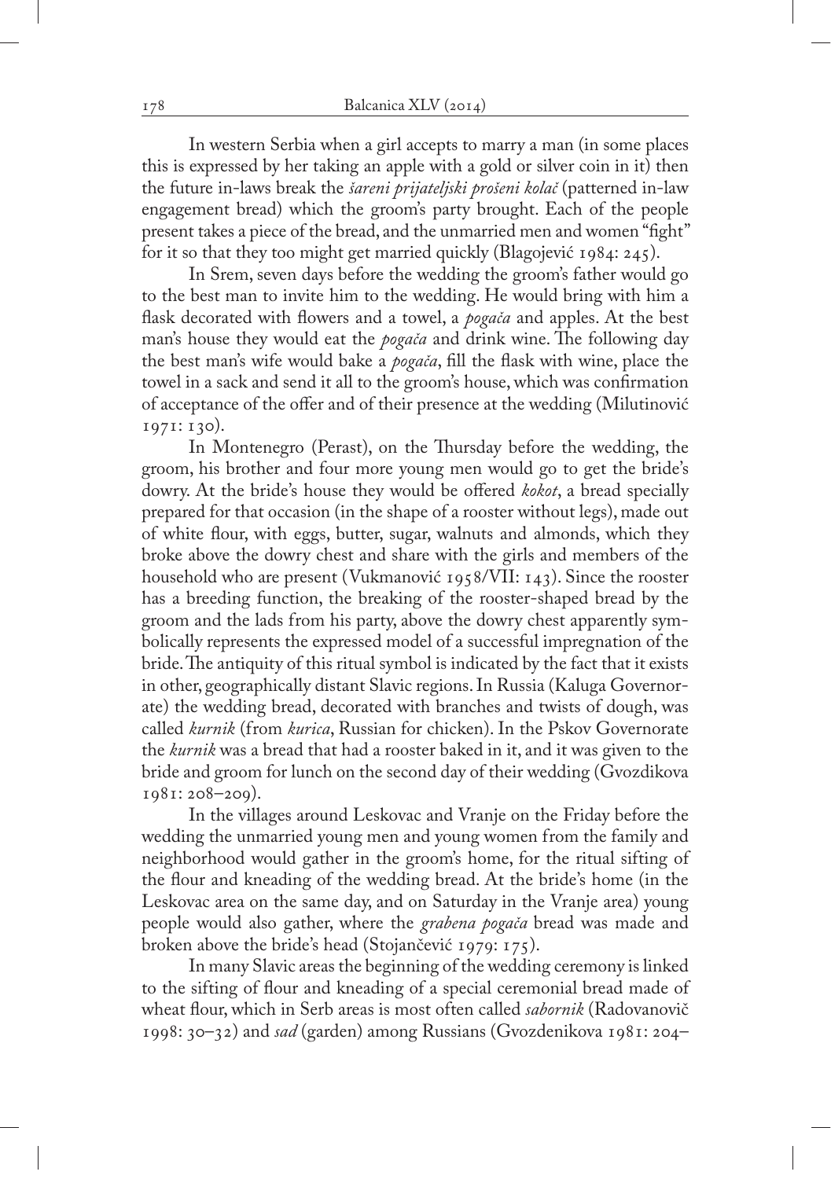In western Serbia when a girl accepts to marry a man (in some places this is expressed by her taking an apple with a gold or silver coin in it) then the future in-laws break the *šareni prijateljski prošeni kolač* (patterned in-law engagement bread) which the groom's party brought. Each of the people present takes a piece of the bread, and the unmarried men and women "fight" for it so that they too might get married quickly (Blagojević 1984: 245).

In Srem, seven days before the wedding the groom's father would go to the best man to invite him to the wedding. He would bring with him a flask decorated with flowers and a towel, a *pogača* and apples. At the best man's house they would eat the *pogača* and drink wine. The following day the best man's wife would bake a *pogača*, fill the flask with wine, place the towel in a sack and send it all to the groom's house, which was confirmation of acceptance of the offer and of their presence at the wedding (Milutinović 1971: 130).

In Montenegro (Perast), on the Thursday before the wedding, the groom, his brother and four more young men would go to get the bride's dowry. At the bride's house they would be offered *kokot*, a bread specially prepared for that occasion (in the shape of a rooster without legs), made out of white flour, with eggs, butter, sugar, walnuts and almonds, which they broke above the dowry chest and share with the girls and members of the household who are present (Vukmanović 1958/VII: 143). Since the rooster has a breeding function, the breaking of the rooster-shaped bread by the groom and the lads from his party, above the dowry chest apparently symbolically represents the expressed model of a successful impregnation of the bride. The antiquity of this ritual symbol is indicated by the fact that it exists in other, geographically distant Slavic regions. In Russia (Kaluga Governorate) the wedding bread, decorated with branches and twists of dough, was called *kurnik* (from *kurica*, Russian for chicken). In the Pskov Governorate the *kurnik* was a bread that had a rooster baked in it, and it was given to the bride and groom for lunch on the second day of their wedding (Gvozdikova 1981: 208–209).

In the villages around Leskovac and Vranje on the Friday before the wedding the unmarried young men and young women from the family and neighborhood would gather in the groom's home, for the ritual sifting of the flour and kneading of the wedding bread. At the bride's home (in the Leskovac area on the same day, and on Saturday in the Vranje area) young people would also gather, where the *grabena pogača* bread was made and broken above the bride's head (Stojančević 1979: 175).

In many Slavic areas the beginning of the wedding ceremony is linked to the sifting of flour and kneading of a special ceremonial bread made of wheat flour, which in Serb areas is most often called *sabornik* (Radovanovič 1998: 30–32) and *sad* (garden) among Russians (Gvozdenikova 1981: 204–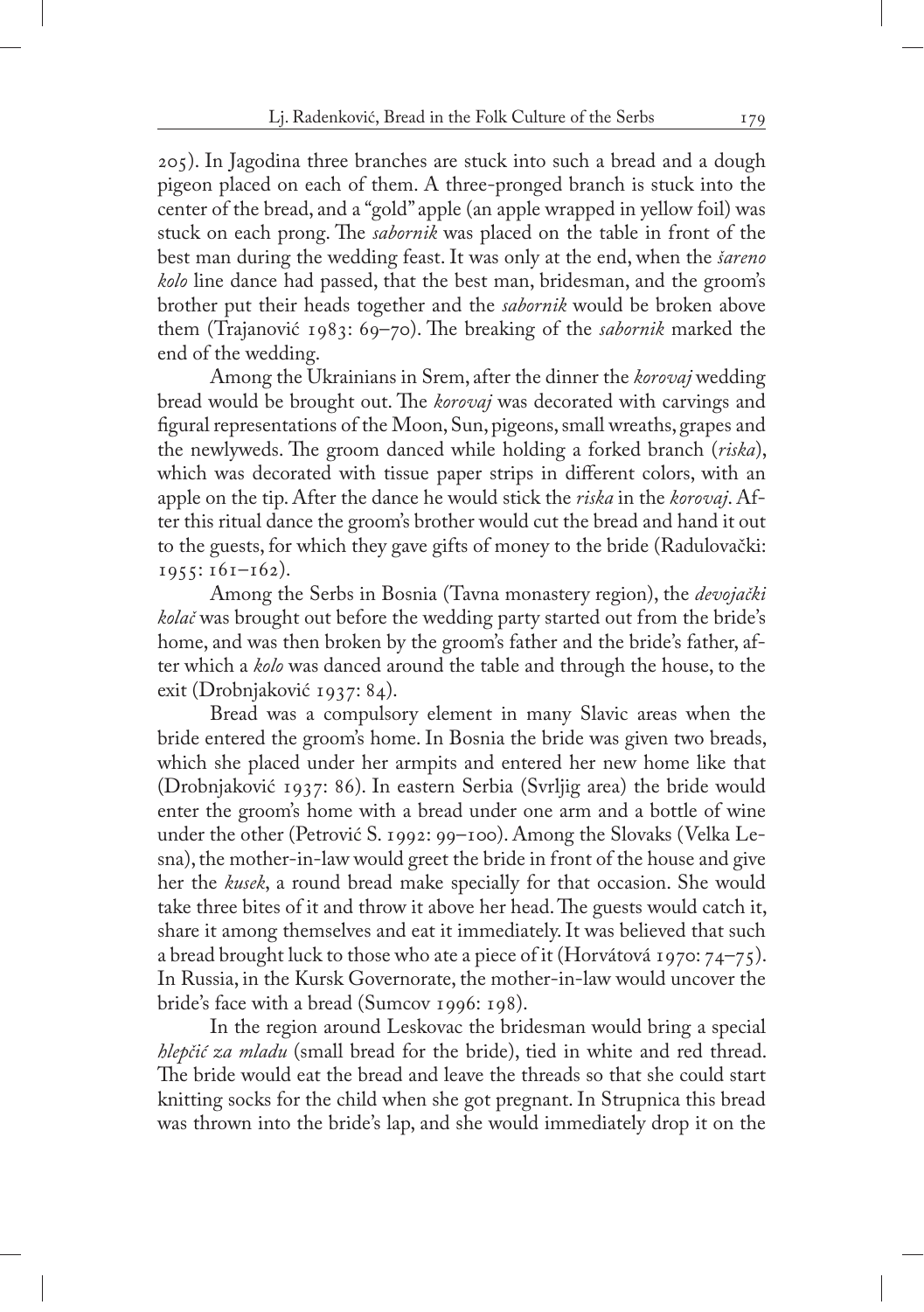205). In Jagodina three branches are stuck into such a bread and a dough pigeon placed on each of them. A three-pronged branch is stuck into the center of the bread, and a "gold" apple (an apple wrapped in yellow foil) was stuck on each prong. The *sabornik* was placed on the table in front of the best man during the wedding feast. It was only at the end, when the *šareno kolo* line dance had passed, that the best man, bridesman, and the groom's brother put their heads together and the *sabornik* would be broken above them (Trajanović 1983: 69–70). The breaking of the *sabornik* marked the end of the wedding.

Among the Ukrainians in Srem, after the dinner the *korovaj* wedding bread would be brought out. The *korovaj* was decorated with carvings and figural representations of the Moon, Sun, pigeons, small wreaths, grapes and the newlyweds. The groom danced while holding a forked branch (*riska*), which was decorated with tissue paper strips in different colors, with an apple on the tip. After the dance he would stick the *riska* in the *korovaj*. After this ritual dance the groom's brother would cut the bread and hand it out to the guests, for which they gave gifts of money to the bride (Radulovački: 1955: 161–162).

Among the Serbs in Bosnia (Tavna monastery region), the *devojački kolač* was brought out before the wedding party started out from the bride's home, and was then broken by the groom's father and the bride's father, after which a *kolo* was danced around the table and through the house, to the exit (Drobnjaković 1937: 84).

Bread was a compulsory element in many Slavic areas when the bride entered the groom's home. In Bosnia the bride was given two breads, which she placed under her armpits and entered her new home like that (Drobnjaković 1937: 86). In eastern Serbia (Svrljig area) the bride would enter the groom's home with a bread under one arm and a bottle of wine under the other (Petrović S. 1992: 99–100). Among the Slovaks (Velka Lesna), the mother-in-law would greet the bride in front of the house and give her the *kusek*, a round bread make specially for that occasion. She would take three bites of it and throw it above her head. The guests would catch it, share it among themselves and eat it immediately. It was believed that such a bread brought luck to those who ate a piece of it (Horvátová 1970: 74–75). In Russia, in the Kursk Governorate, the mother-in-law would uncover the bride's face with a bread (Sumcov 1996: 198).

In the region around Leskovac the bridesman would bring a special *hlepčić za mladu* (small bread for the bride), tied in white and red thread. The bride would eat the bread and leave the threads so that she could start knitting socks for the child when she got pregnant. In Strupnica this bread was thrown into the bride's lap, and she would immediately drop it on the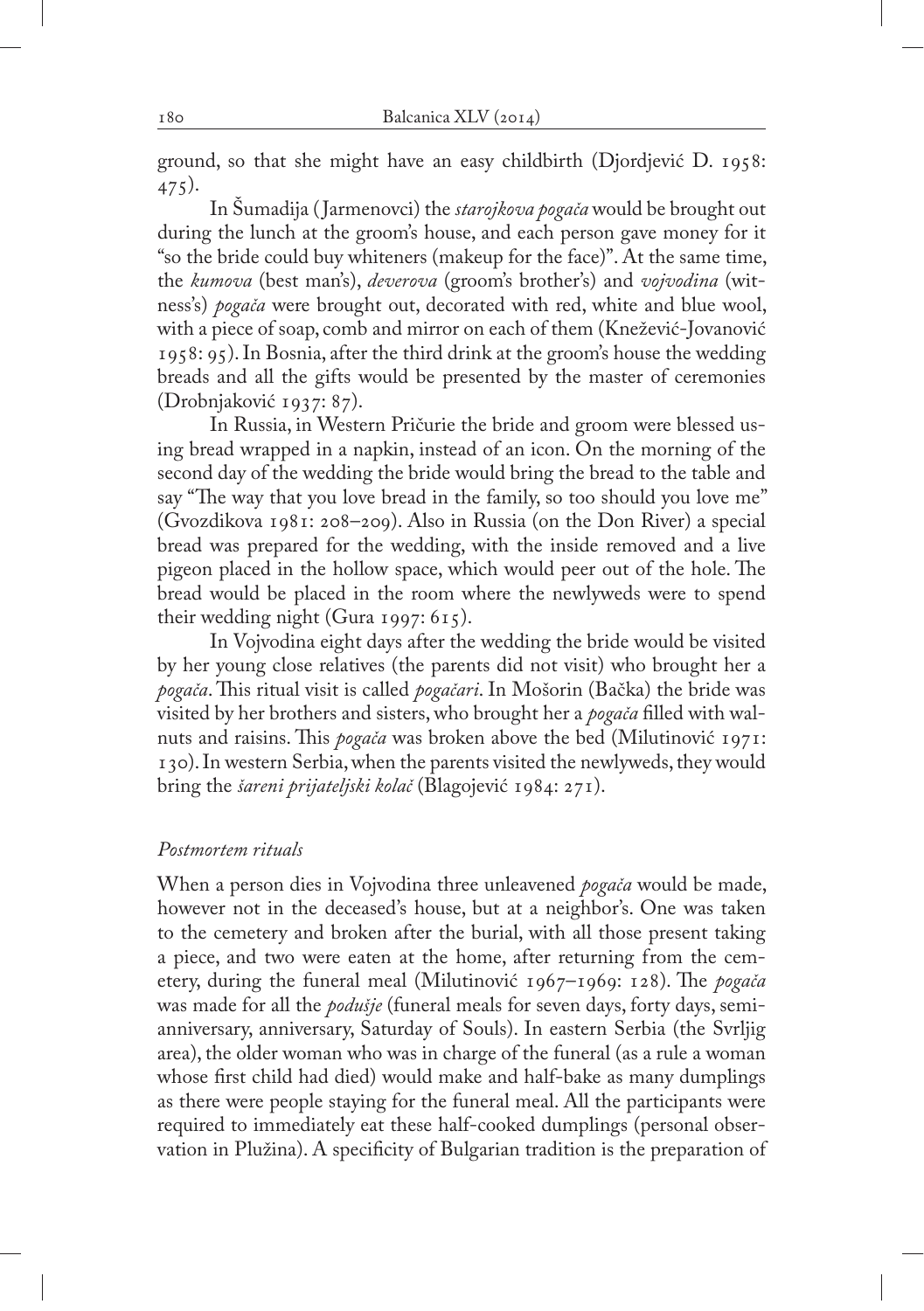ground, so that she might have an easy childbirth (Djordjević D. 1958: 475).

In Šumadija (Jarmenovci) the *starojkova pogača* would be brought out during the lunch at the groom's house, and each person gave money for it "so the bride could buy whiteners (makeup for the face)". At the same time, the *kumova* (best man's), *deverova* (groom's brother's) and *vojvodina* (witness's) *pogača* were brought out, decorated with red, white and blue wool, with a piece of soap, comb and mirror on each of them (Knežević-Jovanović 1958: 95). In Bosnia, after the third drink at the groom's house the wedding breads and all the gifts would be presented by the master of ceremonies (Drobnjaković 1937: 87).

In Russia, in Western Pričurie the bride and groom were blessed using bread wrapped in a napkin, instead of an icon. On the morning of the second day of the wedding the bride would bring the bread to the table and say "The way that you love bread in the family, so too should you love me" (Gvozdikova 1981: 208–209). Also in Russia (on the Don River) a special bread was prepared for the wedding, with the inside removed and a live pigeon placed in the hollow space, which would peer out of the hole. The bread would be placed in the room where the newlyweds were to spend their wedding night (Gura 1997: 615).

In Vojvodina eight days after the wedding the bride would be visited by her young close relatives (the parents did not visit) who brought her a *pogača*. This ritual visit is called *pogačari*. In Mošorin (Bačka) the bride was visited by her brothers and sisters, who brought her a *pogača* filled with walnuts and raisins. This *pogača* was broken above the bed (Milutinović 1971: 130). In western Serbia, when the parents visited the newlyweds, they would bring the *šareni prijateljski kolač* (Blagojević 1984: 271).

*Postmortem rituals*

When a person dies in Vojvodina three unleavened *pogača* would be made, however not in the deceased's house, but at a neighbor's. One was taken to the cemetery and broken after the burial, with all those present taking a piece, and two were eaten at the home, after returning from the cemetery, during the funeral meal (Milutinović 1967–1969: 128). The *pogača* was made for all the *podušje* (funeral meals for seven days, forty days, semi-anniversary, anniversary, Saturday of Souls). In eastern Serbia (the Svrljig area), the older woman who was in charge of the funeral (as a rule a woman whose first child had died) would make and half-bake as many dumplings as there were people staying for the funeral meal. All the participants were required to immediately eat these half-cooked dumplings (personal observation in Plužina). A specificity of Bulgarian tradition is the preparation of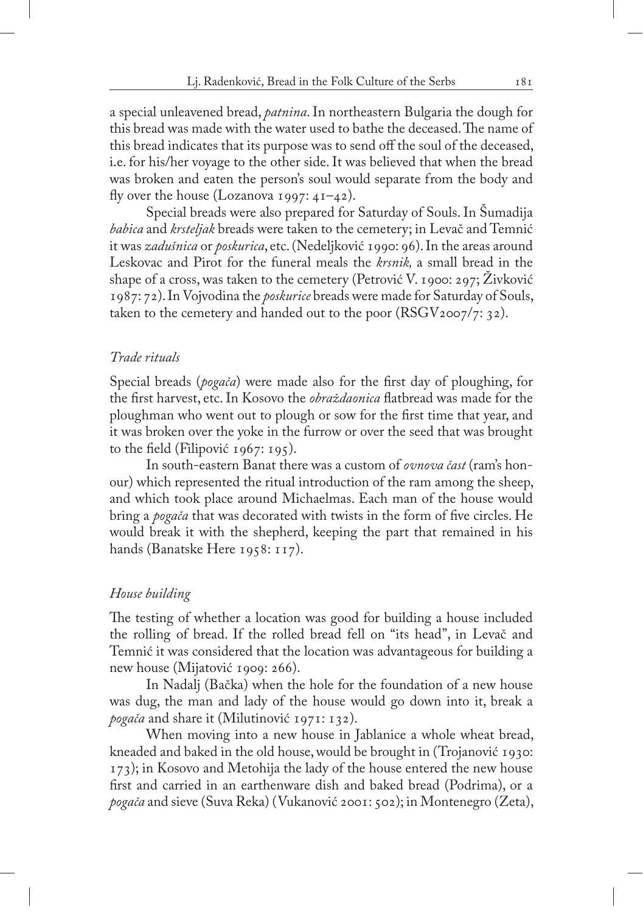a special unleavened bread, *patnina*. In northeastern Bulgaria the dough for this bread was made with the water used to bathe the deceased. The name of this bread indicates that its purpose was to send off the soul of the deceased, i.e. for his/her voyage to the other side. It was believed that when the bread was broken and eaten the person's soul would separate from the body and fly over the house (Lozanova 1997: 41–42).

Special breads were also prepared for Saturday of Souls. In Šumadija *babica* and *krsteljak* breads were taken to the cemetery; in Levač and Temnić it was *zadušnica* or *poskurica*, etc. (Nedeljković 1990: 96). In the areas around Leskovac and Pirot for the funeral meals the *krsnik,* a small bread in the shape of a cross, was taken to the cemetery (Petrović V. 1900: 297; Živković 1987: 72). In Vojvodina the *poskurice* breads were made for Saturday of Souls, taken to the cemetery and handed out to the poor (RSGV2007/7: 32).

### *Trade rituals*

Special breads (*pogača*) were made also for the first day of ploughing, for the first harvest, etc. In Kosovo the *obraždaonica* flatbread was made for the ploughman who went out to plough or sow for the first time that year, and it was broken over the yoke in the furrow or over the seed that was brought to the field (Filipović 1967: 195).

In south-eastern Banat there was a custom of *ovnova čast* (ram's honour) which represented the ritual introduction of the ram among the sheep, and which took place around Michaelmas. Each man of the house would bring a *pogača* that was decorated with twists in the form of five circles. He would break it with the shepherd, keeping the part that remained in his hands (Banatske Here 1958: 117).

### *House building*

The testing of whether a location was good for building a house included the rolling of bread. If the rolled bread fell on "its head", in Levač and Temnić it was considered that the location was advantageous for building a new house (Mijatović 1909: 266).

In Nadalj (Bačka) when the hole for the foundation of a new house was dug, the man and lady of the house would go down into it, break a *pogača* and share it (Milutinović 1971: 132).

When moving into a new house in Jablanice a whole wheat bread, kneaded and baked in the old house, would be brought in (Trojanović 1930: 173); in Kosovo and Metohija the lady of the house entered the new house first and carried in an earthenware dish and baked bread (Podrima), or a *pogača* and sieve (Suva Reka) (Vukanović 2001: 502); in Montenegro (Zeta),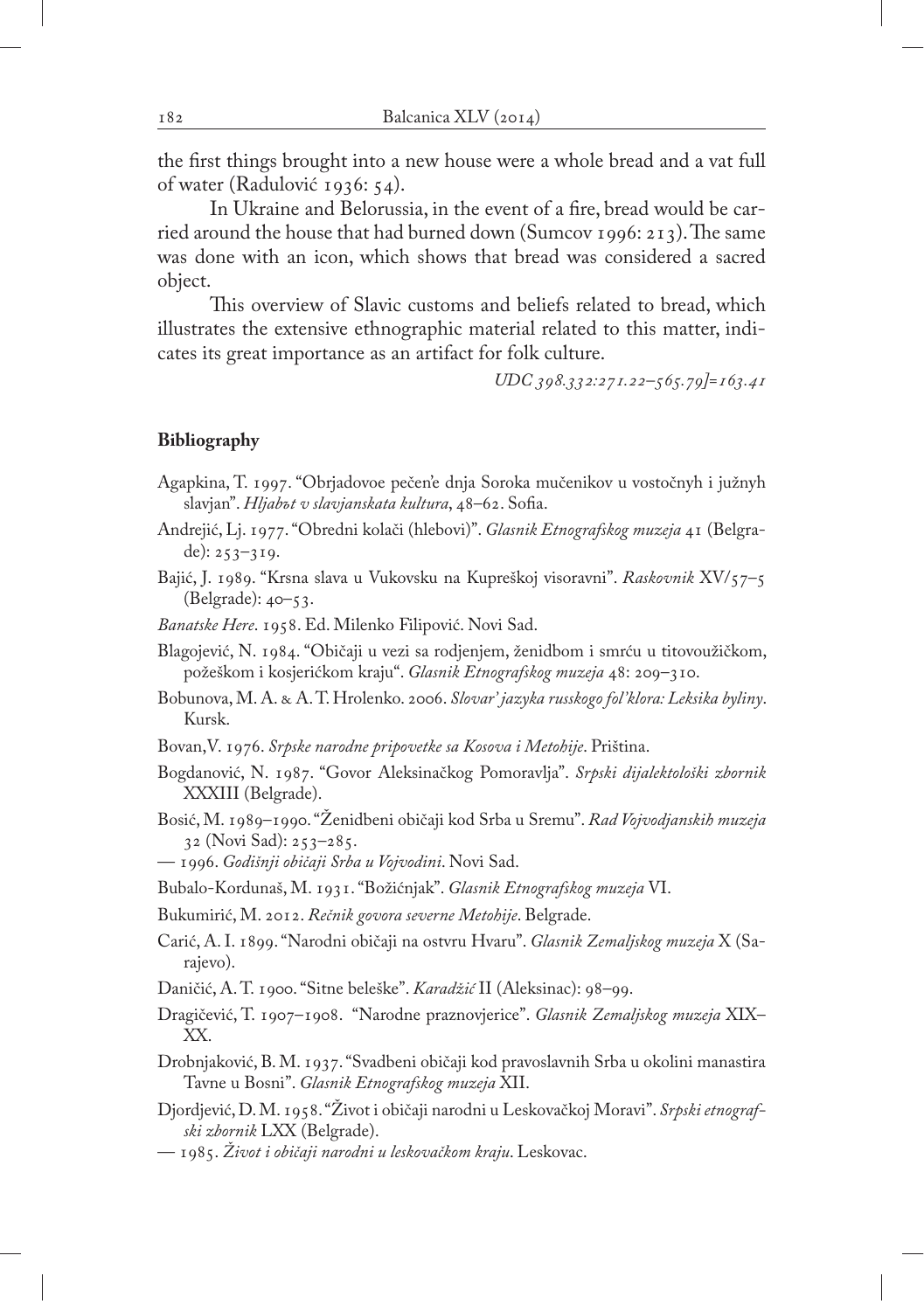the first things brought into a new house were a whole bread and a vat full of water (Radulović 1936: 54).

In Ukraine and Belorussia, in the event of a fire, bread would be carried around the house that had burned down (Sumcov 1996: 213). The same was done with an icon, which shows that bread was considered a sacred object.

This overview of Slavic customs and beliefs related to bread, which illustrates the extensive ethnographic material related to this matter, indicates its great importance as an artifact for folk culture.

*UDC 398.332:271.22–565.79]=163.41*

## Bibliography

Agapkina, T. 1997. "Obrjadovoe pečen'e dnja Soroka mučenikov u vostočnyh i južnyh slavjan". *Hljabъt v slavjanskata kultura*, 48–62. Sofia.

Andrejić, Lj. 1977. "Obredni kolači (hlebovi)". *Glasnik Etnografskog muzeja* 41 (Belgrade): 253–319.

Bajić, J. 1989. "Krsna slava u Vukovsku na Kupreškoj visoravni". *Raskovnik* XV/57–5 (Belgrade): 40–53.

*Banatske Here*. 1958. Ed. Milenko Filipović. Novi Sad.

Blagojević, N. 1984. "Običaji u vezi sa rodjenjem, ženidbom i smrću u titovoužičkom, požeškom i kosjerićkom kraju". *Glasnik Etnografskog muzeja* 48: 209–310.

Bobunova, M. A. & A. T. Hrolenko. 2006. *Slovar' jazyka russkogo fol'klora: Leksika byliny*. Kursk.

Bovan, V. 1976. *Srpske narodne pripovetke sa Kosova i Metohije*. Priština.

Bogdanović, N. 1987. "Govor Aleksinačkog Pomoravlja". *Srpski dijalektološki zbornik* XXXIII (Belgrade).

Bosić, M. 1989–1990. "Ženidbeni običaji kod Srba u Sremu". *Rad Vojvodjanskih muzeja* 32 (Novi Sad): 253–285.

— 1996. *Godišnji običaji Srba u Vojvodini*. Novi Sad.

Bubalo-Kordunaš, M. 1931. "Božićnjak". *Glasnik Etnografskog muzeja* VI.

Bukumirić, M. 2012. *Rečnik govora severne Metohije*. Belgrade.

Carić, A. I. 1899. "Narodni običaji na ostvru Hvaru". *Glasnik Zemaljskog muzeja* X (Sarajevo).

Daničić, A. T. 1900. "Sitne beleške". *Karadžić* II (Aleksinac): 98–99.

Dragičević, T. 1907–1908. "Narodne praznovjerice". *Glasnik Zemaljskog muzeja* XIX–XX.

Drobnjaković, B. M. 1937. "Svadbeni običaji kod pravoslavnih Srba u okolini manastira Tavne u Bosni". *Glasnik Etnografskog muzeja* XII.

Djordjević, D. M. 1958. "Život i običaji narodni u Leskovačkoj Moravi". *Srpski etnografski zbornik* LXX (Belgrade).

— 1985. *Život i običaji narodni u leskovačkom kraju*. Leskovac.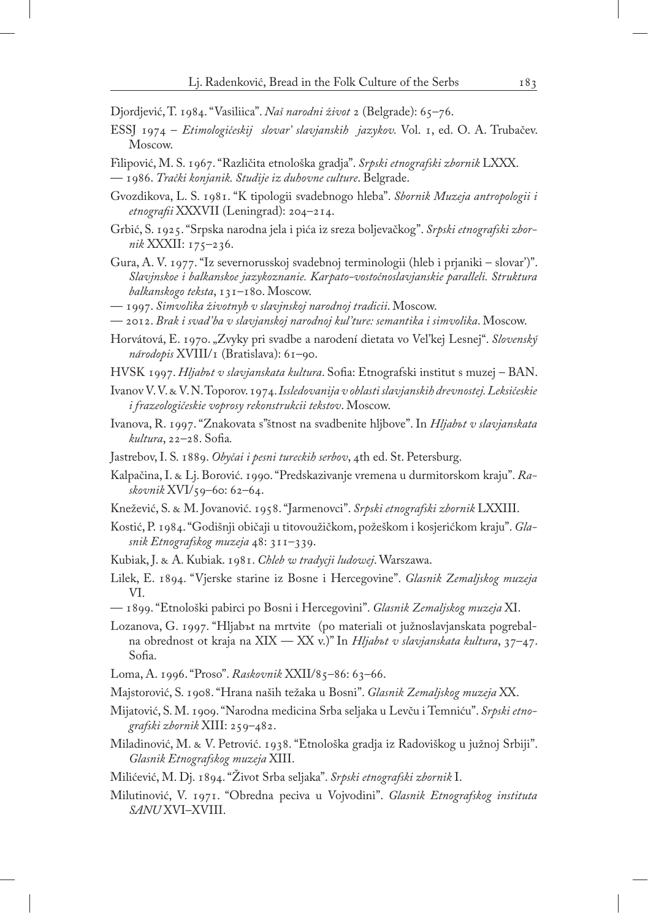Djordjević, T. 1984. "Vasiliica". *Naš narodni život* 2 (Belgrade): 65–76.

ESSJ 1974 – *Etimologičeskij slovar' slavjanskih jazykov.* Vol. 1, ed. O. A. Trubačev. Moscow.

Filipović, M. S. 1967. "Različita etnološka gradja". *Srpski etnografski zbornik* LXXX.

— 1986. *Tračkí konjanik. Studije iz duhovne culture*. Belgrade.

Gvozdikova, L. S. 1981. "K tipologii svadebnogo hleba". *Sbornik Muzeja antropologii i etnografii* XXXVII (Leningrad): 204–214.

Grbić, S. 1925. "Srpska narodna jela i pića iz sreza boljevačkog". *Srpski etnografski zbornik* XXXII: 175–236.

Gura, A. V. 1977. "Iz severnorusskoj svadebnoj terminologii (hleb i prjaniki – slovar')". *Slavjnskoe i balkanskoe jazykoznanie. Karpato-vostočnoslavjanskie paralleli. Struktura balkanskogo teksta*, 131–180. Moscow.

— 1997. *Simvolika životnyh v slavjnskoj narodnoj tradicii*. Moscow.

— 2012. *Brak i svad'ba v slavjanskoj narodnoj kul'ture: semantika i simvolika*. Moscow.

Horvátová, E. 1970. „Zvyky pri svadbe a narodení dietata vo Veľkej Lesnej". *Slovenský národopis* XVIII/1 (Bratislava): 61–90.

HVSK 1997. *Hljabъt v slavjanskata kultura*. Sofia: Etnografski institut s muzej – BAN.

Ivanov V. V. & V. N. Toporov. 1974. *Issledovanija v oblasti slavjanskih drevnostej. Leksičeskie i frazeologičeskie voprosy rekonstrukcii tekstov*. Moscow.

Ivanova, R. 1997. "Znakovata s"štnost na svadbenite hljbove". In *Hljabъt v slavjanskata kultura*, 22–28. Sofia.

Jastrebov, I. S. 1889. *Obyčai i pesni tureckih serbov*, 4th ed. St. Petersburg.

Kalpačina, I. & Lj. Borović. 1990. "Predskazivanje vremena u durmitorskom kraju". *Raskovnik* XVI/59–60: 62–64.

Knežević, S. & M. Jovanović. 1958. "Jarmenovci". *Srpski etnografski zbornik* LXXIII.

Kostić, P. 1984. "Godišnji običaji u titovoužičkom, požeškom i kosjerićkom kraju". *Glasnik Etnografskog muzeja* 48: 311–339.

Kubiak, J. & A. Kubiak. 1981. *Chleb w tradycji ludowej*. Warszawa.

Lilek, E. 1894. "Vjerske starine iz Bosne i Hercegovine". *Glasnik Zemaljskog muzeja* VI.

— 1899. "Etnološki pabirci po Bosni i Hercegovini". *Glasnik Zemaljskog muzeja* XI.

Lozanova, G. 1997. "Hljabъt na mrtvite (po materiali ot južnoslavjanskata pogrebalna obrednost ot kraja na XIX — XX v.)" In *Hljabъt v slavjanskata kultura*, 37–47. Sofia.

Loma, A. 1996. "Proso". *Raskovnik* XXII/85–86: 63–66.

Majstorović, S. 1908. "Hrana naših težaka u Bosni". *Glasnik Zemaljskog muzeja* XX.

Mijatović, S. M. 1909. "Narodna medicina Srba seljaka u Levču i Temniću". *Srpski etnografski zbornik* XIII: 259–482.

Miladinović, M. & V. Petrović. 1938. "Etnološka gradja iz Radoviškog u južnoj Srbiji". *Glasnik Etnografskog muzeja* XIII.

Milićević, M. Dj. 1894. "Život Srba seljaka". *Srpski etnografski zbornik* I.

Milutinović, V. 1971. "Obredna peciva u Vojvodini". *Glasnik Etnografskog instituta SANU* XVI–XVIII.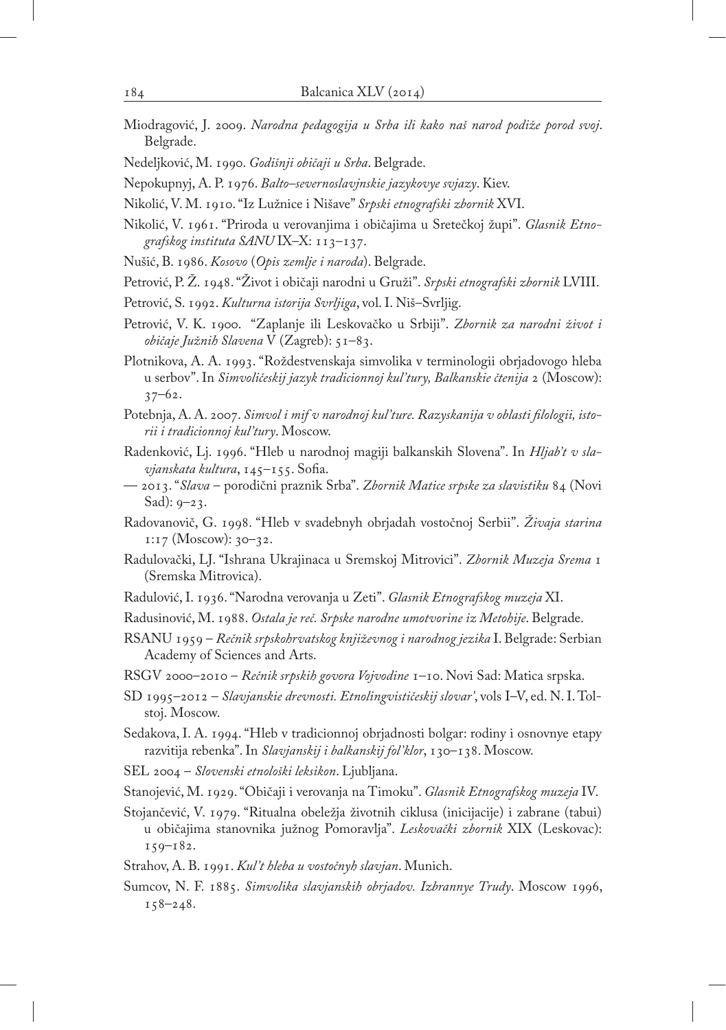Miodragović, J. 2009. *Narodna pedagogija u Srba ili kako naš narod podiže porod svoj*. Belgrade.

Nedeljković, M. 1990. *Godišnji običaji u Srba*. Belgrade.

Nepokupnyj, A. P. 1976. *Balto–severnoslavjnskie jazykovye svjazy*. Kiev.

Nikolić, V. M. 1910. "Iz Lužnice i Nišave" *Srpski etnografski zbornik* XVI.

Nikolić, V. 1961. "Priroda u verovanjima i običajima u Sretečkoj župi". *Glasnik Etnografskog instituta SANU* IX–X: 113–137.

Nušić, B. 1986. *Kosovo* (*Opis zemlje i naroda*). Belgrade.

Petrović, P. Ž. 1948. "Život i običaji narodni u Gruži". *Srpski etnografski zbornik* LVIII.

Petrović, S. 1992. *Kulturna istorija Svrljiga*, vol. I. Niš–Svrljig.

Petrović, V. K. 1900. "Zaplanje ili Leskovačko u Srbiji". *Zbornik za narodni život i običaje Južnih Slavena* V (Zagreb): 51–83.

Plotnikova, A. A. 1993. "Roždestvenskaja simvolika v terminologii obrjadovogo hleba u serbov". In *Simvoličeskij jazyk tradicionnoj kul'tury, Balkanskie čtenija* 2 (Moscow): 37–62.

Potebnja, A. A. 2007. *Simvol i mif v narodnoj kul'ture. Razyskanija v oblasti filologii, istorii i tradicionnoj kul'tury*. Moscow.

Radenković, Lj. 1996. "Hleb u narodnoj magiji balkanskih Slovena". In *Hljab't v slavjanskata kultura*, 145–155. Sofia.

— 2013. "*Slava* – porodični praznik Srba". *Zbornik Matice srpske za slavistiku* 84 (Novi Sad): 9–23.

Radovanovič, G. 1998. "Hleb v svadebnyh obrjadah vostočnoj Serbii". *Živaja starina* 1:17 (Moscow): 30–32.

Radulovački, LJ. "Ishrana Ukrajinaca u Sremskoj Mitrovici". *Zbornik Muzeja Srema* 1 (Sremska Mitrovica).

Radulović, I. 1936. "Narodna verovanja u Zeti". *Glasnik Etnografskog muzeja* XI.

Radusinović, M. 1988. *Ostala je reč. Srpske narodne umotvorine iz Metohije*. Belgrade.

RSANU 1959 – *Rečnik srpskohrvatskog književnog i narodnog jezika* I. Belgrade: Serbian Academy of Sciences and Arts.

RSGV 2000–2010 – *Rečnik srpskih govora Vojvodine* 1–10. Novi Sad: Matica srpska.

SD 1995–2012 – *Slavjanskie drevnosti. Etnolingvističeskij slovar'*, vols I–V, ed. N. I. Tolstoj. Moscow.

Sedakova, I. A. 1994. "Hleb v tradicionnoj obrjadnosti bolgar: rodiny i osnovnye etapy razvitija rebenka". In *Slavjanskij i balkanskij fol'klor*, 130–138. Moscow.

SEL 2004 – *Slovenski etnološki leksikon*. Ljubljana.

Stanojević, M. 1929. "Običaji i verovanja na Timoku". *Glasnik Etnografskog muzeja* IV.

Stojančević, V. 1979. "Ritualna obeležja životnih ciklusa (inicijacije) i zabrane (tabui) u običajima stanovnika južnog Pomoravlja". *Leskovački zbornik* XIX (Leskovac): 159–182.

Strahov, A. B. 1991. *Kul't hleba u vostočnyh slavjan*. Munich.

Sumcov, N. F. 1885. *Simvolika slavjanskih obrjadov. Izbrannye Trudy*. Moscow 1996, 158–248.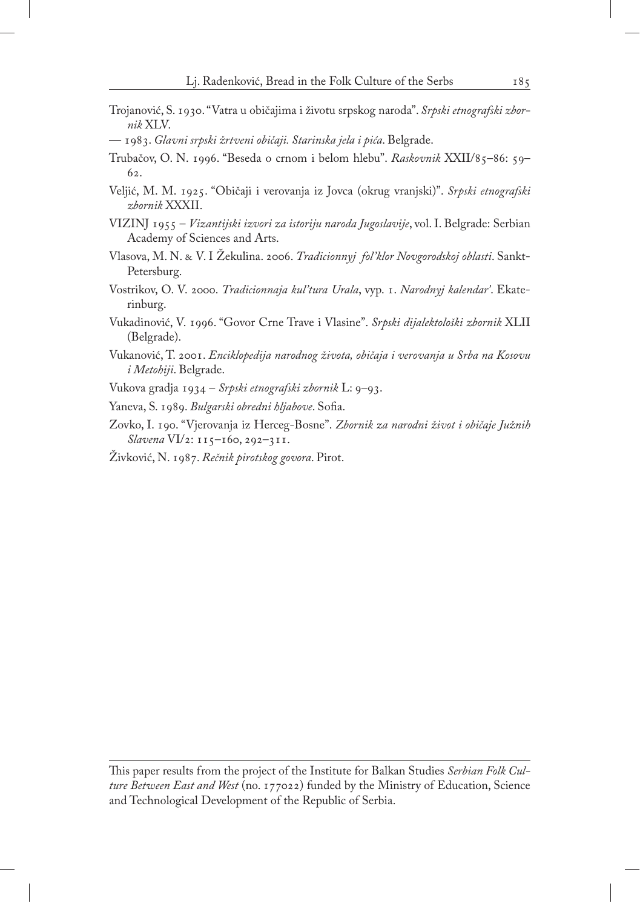Trojanović, S. 1930. "Vatra u običajima i životu srpskog naroda". *Srpski etnografski zbornik* XLV.

— 1983. *Glavni srpski žrtveni običaji. Starinska jela i pića*. Belgrade.

Trubačov, O. N. 1996. "Beseda o crnom i belom hlebu". *Raskovnik* XXII/85–86: 59–62.

Veljić, M. M. 1925. "Običaji i verovanja iz Jovca (okrug vranjski)". *Srpski etnografski zbornik* XXXII.

VIZINJ 1955 – *Vizantijski izvori za istoriju naroda Jugoslavije*, vol. I. Belgrade: Serbian Academy of Sciences and Arts.

Vlasova, M. N. & V. I Žekulina. 2006. *Tradicionnyj fol'klor Novgorodskoj oblasti*. Sankt-Petersburg.

Vostrikov, O. V. 2000. *Tradicionnaja kul'tura Urala*, vyp. 1. *Narodnyj kalendar'*. Ekaterinburg.

Vukadinović, V. 1996. "Govor Crne Trave i Vlasine". *Srpski dijalektološki zbornik* XLII (Belgrade).

Vukanović, T. 2001. *Enciklopedija narodnog života, običaja i verovanja u Srba na Kosovu i Metohiji*. Belgrade.

Vukova gradja 1934 – *Srpski etnografski zbornik* L: 9–93.

Yaneva, S. 1989. *Bulgarski obredni hljabove*. Sofia.

Zovko, I. 190. "Vjerovanja iz Herceg-Bosne". *Zbornik za narodni život i običaje Južnih Slavena* VI/2: 115–160, 292–311.

Živković, N. 1987. *Rečnik pirotskog govora*. Pirot.

---

This paper results from the project of the Institute for Balkan Studies *Serbian Folk Culture Between East and West* (no. 177022) funded by the Ministry of Education, Science and Technological Development of the Republic of Serbia.